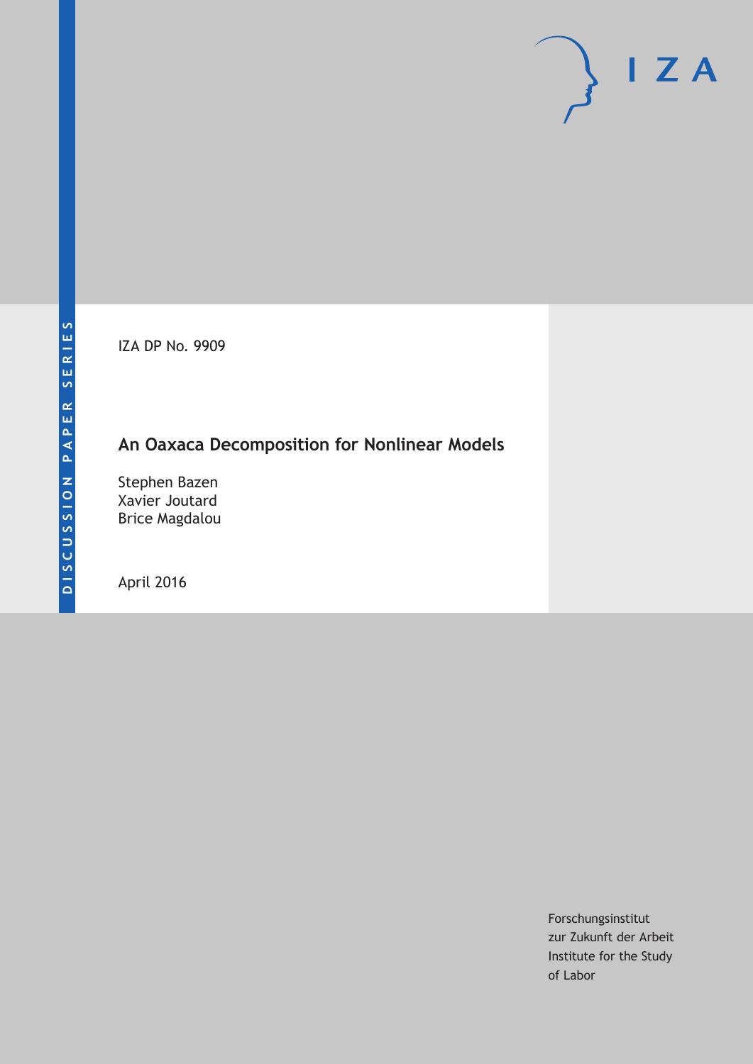DISCUSSION PAPER SERIES

IZA

IZA DP No. 9909

# An Oaxaca Decomposition for Nonlinear Models

Stephen Bazen
Xavier Joutard
Brice Magdalou

April 2016

Forschungsinstitut
zur Zukunft der Arbeit
Institute for the Study
of Labor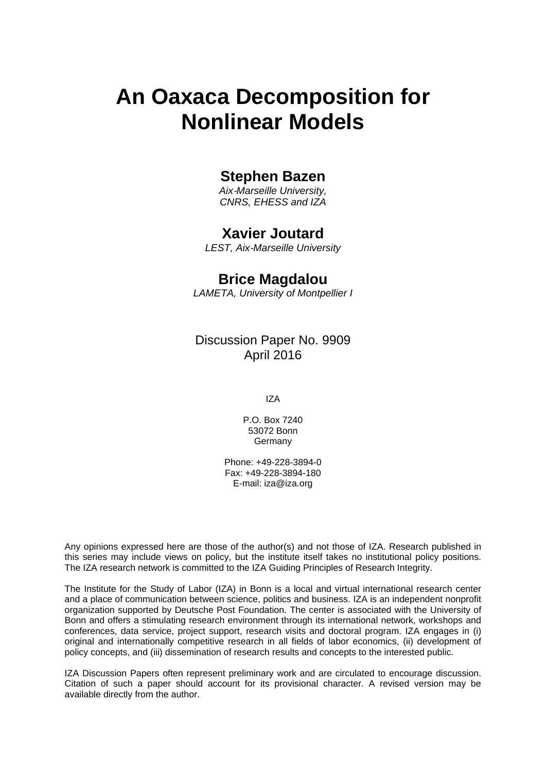# An Oaxaca Decomposition for Nonlinear Models

**Stephen Bazen**  
*Aix-Marseille University, CNRS, EHESS and IZA*

**Xavier Joutard**  
*LEST, Aix-Marseille University*

**Brice Magdalou**  
*LAMETA, University of Montpellier I*

Discussion Paper No. 9909  
April 2016

IZA

P.O. Box 7240  
53072 Bonn  
Germany

Phone: +49-228-3894-0  
Fax: +49-228-3894-180  
E-mail: iza@iza.org

Any opinions expressed here are those of the author(s) and not those of IZA. Research published in this series may include views on policy, but the institute itself takes no institutional policy positions. The IZA research network is committed to the IZA Guiding Principles of Research Integrity.

The Institute for the Study of Labor (IZA) in Bonn is a local and virtual international research center and a place of communication between science, politics and business. IZA is an independent nonprofit organization supported by Deutsche Post Foundation. The center is associated with the University of Bonn and offers a stimulating research environment through its international network, workshops and conferences, data service, project support, research visits and doctoral program. IZA engages in (i) original and internationally competitive research in all fields of labor economics, (ii) development of policy concepts, and (iii) dissemination of research results and concepts to the interested public.

IZA Discussion Papers often represent preliminary work and are circulated to encourage discussion. Citation of such a paper should account for its provisional character. A revised version may be available directly from the author.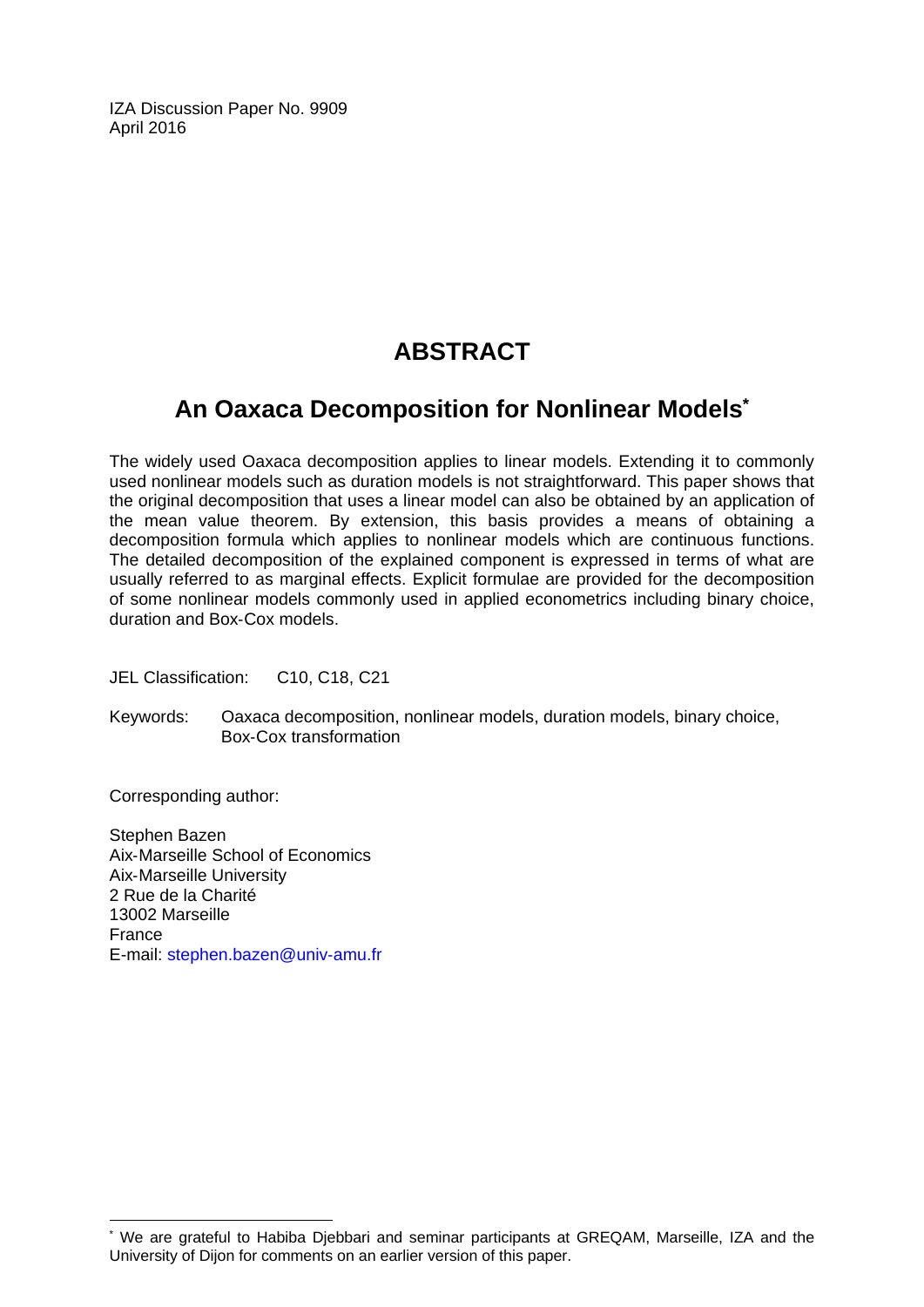IZA Discussion Paper No. 9909
April 2016

# ABSTRACT

## An Oaxaca Decomposition for Nonlinear Models*

The widely used Oaxaca decomposition applies to linear models. Extending it to commonly used nonlinear models such as duration models is not straightforward. This paper shows that the original decomposition that uses a linear model can also be obtained by an application of the mean value theorem. By extension, this basis provides a means of obtaining a decomposition formula which applies to nonlinear models which are continuous functions. The detailed decomposition of the explained component is expressed in terms of what are usually referred to as marginal effects. Explicit formulae are provided for the decomposition of some nonlinear models commonly used in applied econometrics including binary choice, duration and Box-Cox models.

JEL Classification: C10, C18, C21

Keywords: Oaxaca decomposition, nonlinear models, duration models, binary choice, Box-Cox transformation

Corresponding author:

Stephen Bazen
Aix-Marseille School of Economics
Aix-Marseille University
2 Rue de la Charité
13002 Marseille
France
E-mail: stephen.bazen@univ-amu.fr

---

* We are grateful to Habiba Djebbari and seminar participants at GREQAM, Marseille, IZA and the University of Dijon for comments on an earlier version of this paper.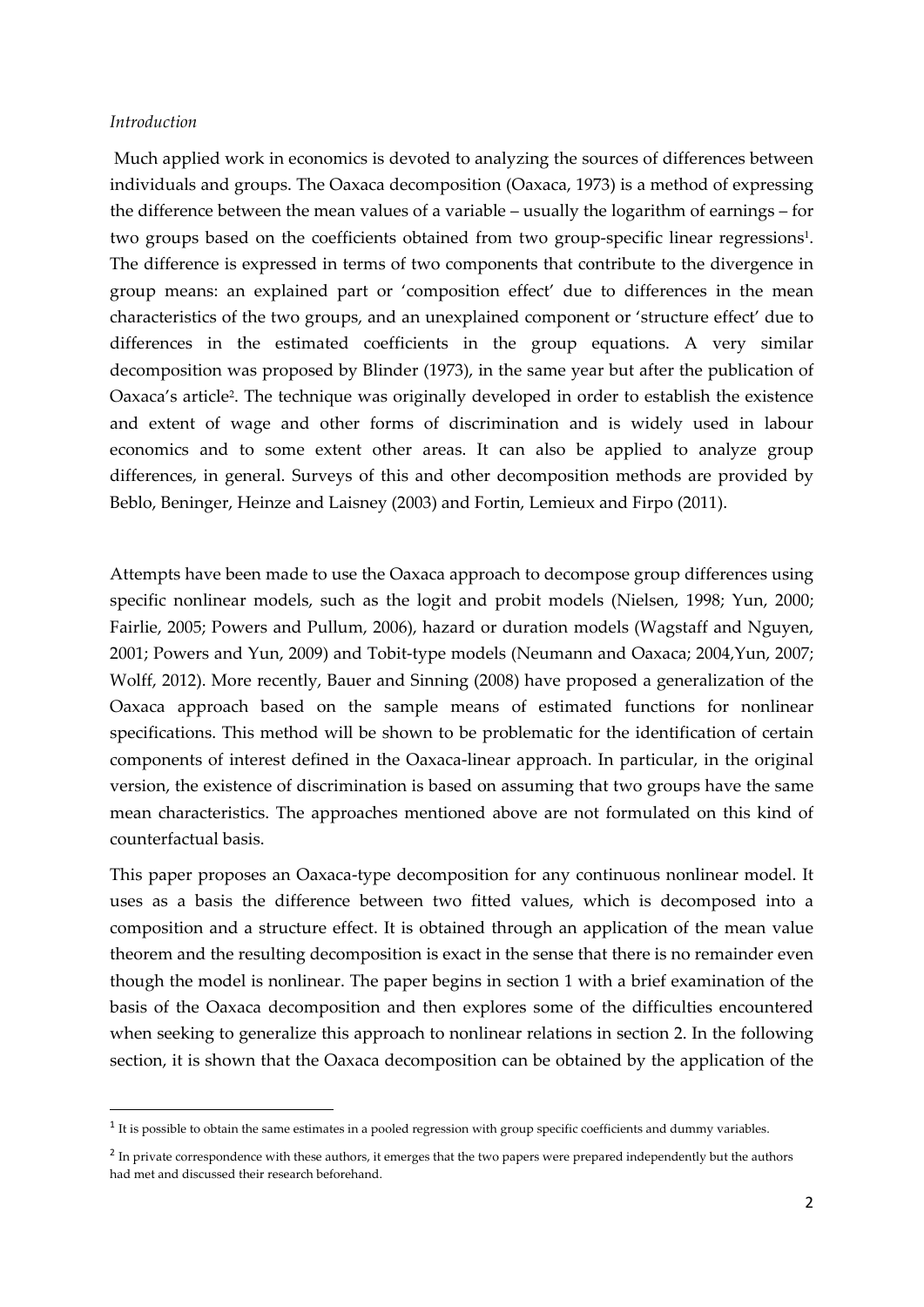*Introduction*

Much applied work in economics is devoted to analyzing the sources of differences between individuals and groups. The Oaxaca decomposition (Oaxaca, 1973) is a method of expressing the difference between the mean values of a variable – usually the logarithm of earnings – for two groups based on the coefficients obtained from two group-specific linear regressions[1]. The difference is expressed in terms of two components that contribute to the divergence in group means: an explained part or 'composition effect' due to differences in the mean characteristics of the two groups, and an unexplained component or 'structure effect' due to differences in the estimated coefficients in the group equations. A very similar decomposition was proposed by Blinder (1973), in the same year but after the publication of Oaxaca's article[2]. The technique was originally developed in order to establish the existence and extent of wage and other forms of discrimination and is widely used in labour economics and to some extent other areas. It can also be applied to analyze group differences, in general. Surveys of this and other decomposition methods are provided by Beblo, Beninger, Heinze and Laisney (2003) and Fortin, Lemieux and Firpo (2011).

Attempts have been made to use the Oaxaca approach to decompose group differences using specific nonlinear models, such as the logit and probit models (Nielsen, 1998; Yun, 2000; Fairlie, 2005; Powers and Pullum, 2006), hazard or duration models (Wagstaff and Nguyen, 2001; Powers and Yun, 2009) and Tobit-type models (Neumann and Oaxaca; 2004,Yun, 2007; Wolff, 2012). More recently, Bauer and Sinning (2008) have proposed a generalization of the Oaxaca approach based on the sample means of estimated functions for nonlinear specifications. This method will be shown to be problematic for the identification of certain components of interest defined in the Oaxaca-linear approach. In particular, in the original version, the existence of discrimination is based on assuming that two groups have the same mean characteristics. The approaches mentioned above are not formulated on this kind of counterfactual basis.

This paper proposes an Oaxaca-type decomposition for any continuous nonlinear model. It uses as a basis the difference between two fitted values, which is decomposed into a composition and a structure effect. It is obtained through an application of the mean value theorem and the resulting decomposition is exact in the sense that there is no remainder even though the model is nonlinear. The paper begins in section 1 with a brief examination of the basis of the Oaxaca decomposition and then explores some of the difficulties encountered when seeking to generalize this approach to nonlinear relations in section 2. In the following section, it is shown that the Oaxaca decomposition can be obtained by the application of the

---

[1] It is possible to obtain the same estimates in a pooled regression with group specific coefficients and dummy variables.

[2] In private correspondence with these authors, it emerges that the two papers were prepared independently but the authors had met and discussed their research beforehand.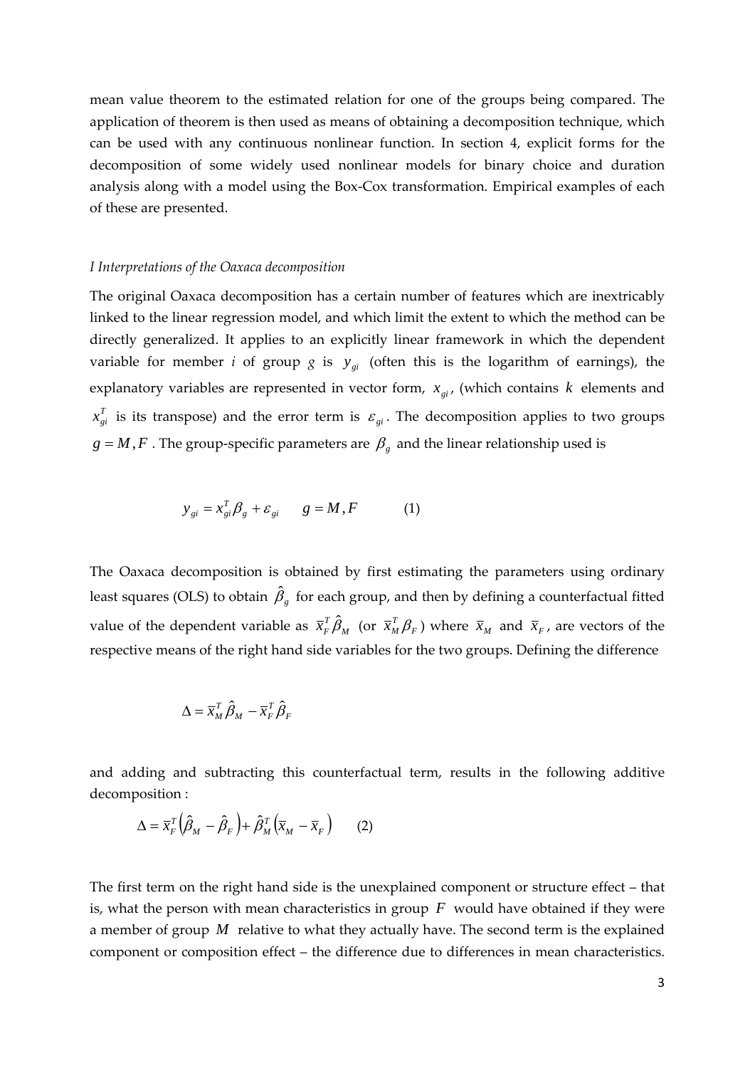mean value theorem to the estimated relation for one of the groups being compared. The application of theorem is then used as means of obtaining a decomposition technique, which can be used with any continuous nonlinear function. In section 4, explicit forms for the decomposition of some widely used nonlinear models for binary choice and duration analysis along with a model using the Box-Cox transformation. Empirical examples of each of these are presented.

*I Interpretations of the Oaxaca decomposition*

The original Oaxaca decomposition has a certain number of features which are inextricably linked to the linear regression model, and which limit the extent to which the method can be directly generalized. It applies to an explicitly linear framework in which the dependent variable for member $i$ of group $g$ is $y_{gi}$ (often this is the logarithm of earnings), the explanatory variables are represented in vector form, $x_{gi}$, (which contains $k$ elements and $x_{gi}^T$ is its transpose) and the error term is $\varepsilon_{gi}$. The decomposition applies to two groups $g = M, F$. The group-specific parameters are $\beta_g$ and the linear relationship used is

$$y_{gi} = x_{gi}^T \beta_g + \varepsilon_{gi} \qquad g = M, F \qquad (1)$$

The Oaxaca decomposition is obtained by first estimating the parameters using ordinary least squares (OLS) to obtain $\hat{\beta}_g$ for each group, and then by defining a counterfactual fitted value of the dependent variable as $\bar{x}_F^T \hat{\beta}_M$ (or $\bar{x}_M^T \beta_F$) where $\bar{x}_M$ and $\bar{x}_F$, are vectors of the respective means of the right hand side variables for the two groups. Defining the difference

$$\Delta = \bar{x}_M^T \hat{\beta}_M - \bar{x}_F^T \hat{\beta}_F$$

and adding and subtracting this counterfactual term, results in the following additive decomposition :

$$\Delta = \bar{x}_F^T \left( \hat{\beta}_M - \hat{\beta}_F \right) + \hat{\beta}_M^T \left( \bar{x}_M - \bar{x}_F \right) \qquad (2)$$

The first term on the right hand side is the unexplained component or structure effect – that is, what the person with mean characteristics in group $F$ would have obtained if they were a member of group $M$ relative to what they actually have. The second term is the explained component or composition effect – the difference due to differences in mean characteristics.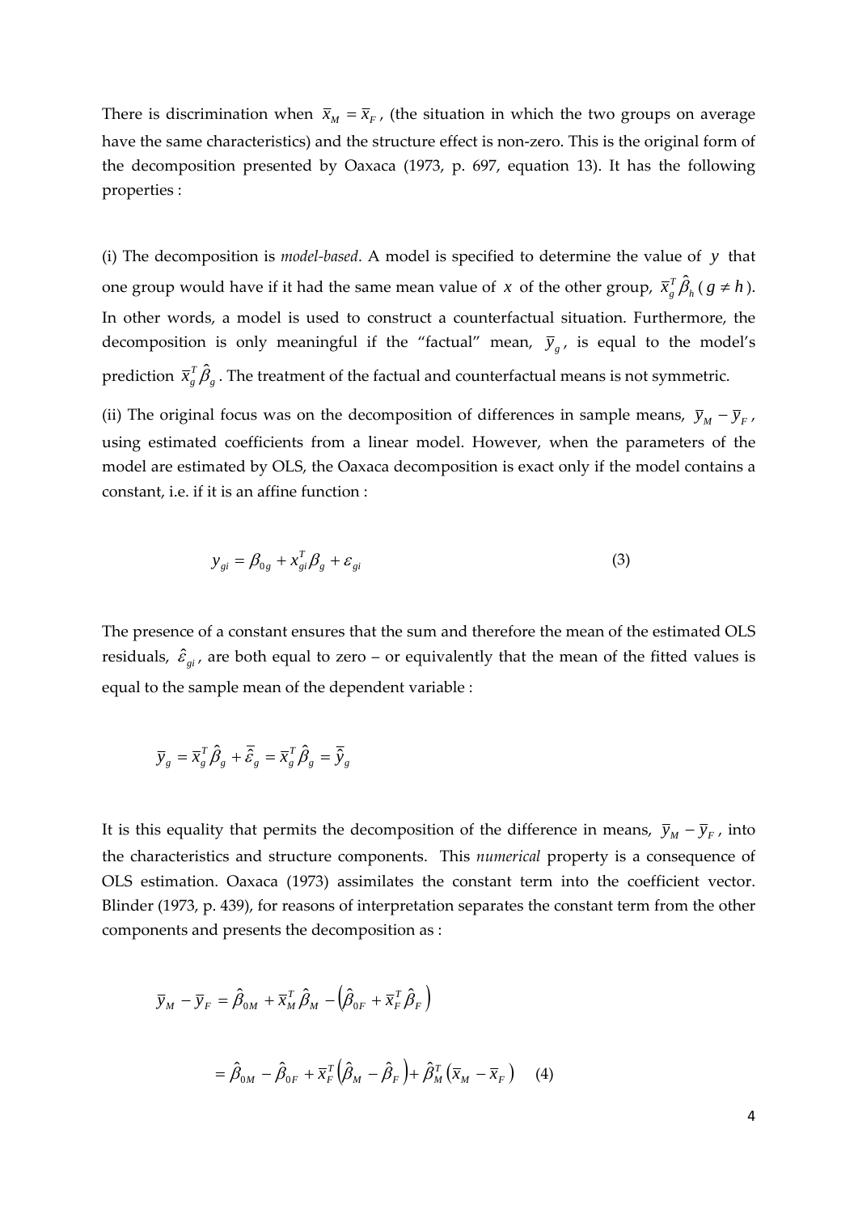There is discrimination when $\overline{x}_M = \overline{x}_F$, (the situation in which the two groups on average have the same characteristics) and the structure effect is non-zero. This is the original form of the decomposition presented by Oaxaca (1973, p. 697, equation 13). It has the following properties :

(i) The decomposition is *model-based*. A model is specified to determine the value of $y$ that one group would have if it had the same mean value of $x$ of the other group, $\overline{x}_g^T \hat{\beta}_h$ ($g \neq h$). In other words, a model is used to construct a counterfactual situation. Furthermore, the decomposition is only meaningful if the "factual" mean, $\overline{y}_g$, is equal to the model's prediction $\overline{x}_g^T \hat{\beta}_g$. The treatment of the factual and counterfactual means is not symmetric.

(ii) The original focus was on the decomposition of differences in sample means, $\overline{y}_M - \overline{y}_F$, using estimated coefficients from a linear model. However, when the parameters of the model are estimated by OLS, the Oaxaca decomposition is exact only if the model contains a constant, i.e. if it is an affine function :

$$y_{gi} = \beta_{0g} + x_{gi}^T \beta_g + \varepsilon_{gi} \qquad (3)$$

The presence of a constant ensures that the sum and therefore the mean of the estimated OLS residuals, $\hat{\varepsilon}_{gi}$, are both equal to zero – or equivalently that the mean of the fitted values is equal to the sample mean of the dependent variable :

$$\overline{y}_g = \overline{x}_g^T \hat{\beta}_g + \overline{\hat{\varepsilon}}_g = \overline{x}_g^T \hat{\beta}_g = \overline{\hat{y}}_g$$

It is this equality that permits the decomposition of the difference in means, $\overline{y}_M - \overline{y}_F$, into the characteristics and structure components. This *numerical* property is a consequence of OLS estimation. Oaxaca (1973) assimilates the constant term into the coefficient vector. Blinder (1973, p. 439), for reasons of interpretation separates the constant term from the other components and presents the decomposition as :

$$\overline{y}_M - \overline{y}_F = \hat{\beta}_{0M} + \overline{x}_M^T \hat{\beta}_M - \left(\hat{\beta}_{0F} + \overline{x}_F^T \hat{\beta}_F\right)$$

$$= \hat{\beta}_{0M} - \hat{\beta}_{0F} + \overline{x}_F^T \left(\hat{\beta}_M - \hat{\beta}_F\right) + \hat{\beta}_M^T \left(\overline{x}_M - \overline{x}_F\right) \qquad (4)$$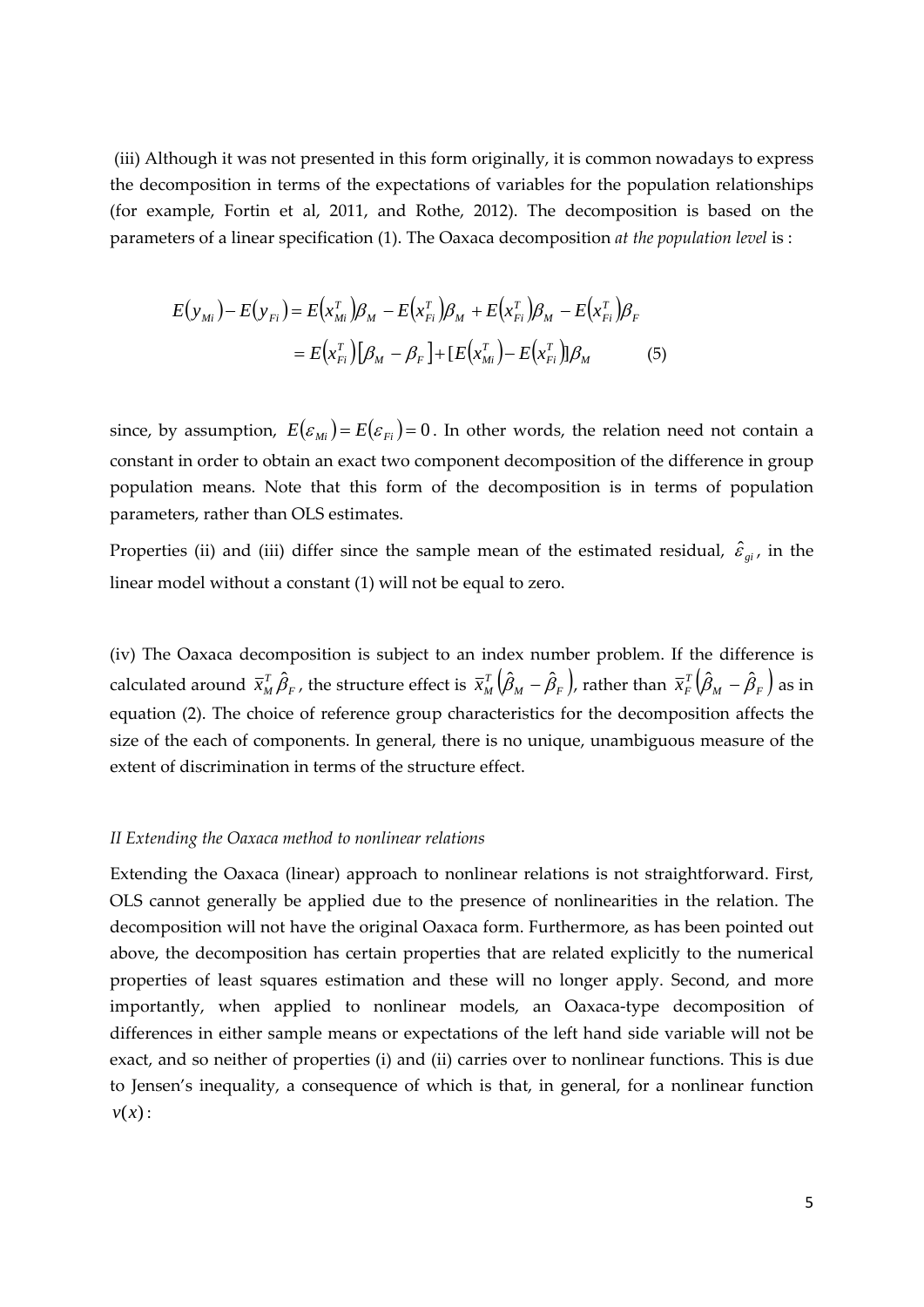(iii) Although it was not presented in this form originally, it is common nowadays to express the decomposition in terms of the expectations of variables for the population relationships (for example, Fortin et al, 2011, and Rothe, 2012). The decomposition is based on the parameters of a linear specification (1). The Oaxaca decomposition *at the population level* is :

$$
\begin{aligned}
E(y_{Mi}) - E(y_{Fi}) &= E(x_{Mi}^T)\beta_M - E(x_{Fi}^T)\beta_M + E(x_{Fi}^T)\beta_M - E(x_{Fi}^T)\beta_F \\
&= E(x_{Fi}^T)[\beta_M - \beta_F] + [E(x_{Mi}^T) - E(x_{Fi}^T)]\beta_M \qquad (5)
\end{aligned}
$$

since, by assumption, $E(\varepsilon_{Mi}) = E(\varepsilon_{Fi}) = 0$. In other words, the relation need not contain a constant in order to obtain an exact two component decomposition of the difference in group population means. Note that this form of the decomposition is in terms of population parameters, rather than OLS estimates.

Properties (ii) and (iii) differ since the sample mean of the estimated residual, $\hat{\varepsilon}_{gi}$, in the linear model without a constant (1) will not be equal to zero.

(iv) The Oaxaca decomposition is subject to an index number problem. If the difference is calculated around $\bar{x}_M^T \hat{\beta}_F$, the structure effect is $\bar{x}_M^T(\hat{\beta}_M - \hat{\beta}_F)$, rather than $\bar{x}_F^T(\hat{\beta}_M - \hat{\beta}_F)$ as in equation (2). The choice of reference group characteristics for the decomposition affects the size of the each of components. In general, there is no unique, unambiguous measure of the extent of discrimination in terms of the structure effect.

### *II Extending the Oaxaca method to nonlinear relations*

Extending the Oaxaca (linear) approach to nonlinear relations is not straightforward. First, OLS cannot generally be applied due to the presence of nonlinearities in the relation. The decomposition will not have the original Oaxaca form. Furthermore, as has been pointed out above, the decomposition has certain properties that are related explicitly to the numerical properties of least squares estimation and these will no longer apply. Second, and more importantly, when applied to nonlinear models, an Oaxaca-type decomposition of differences in either sample means or expectations of the left hand side variable will not be exact, and so neither of properties (i) and (ii) carries over to nonlinear functions. This is due to Jensen's inequality, a consequence of which is that, in general, for a nonlinear function $v(x)$: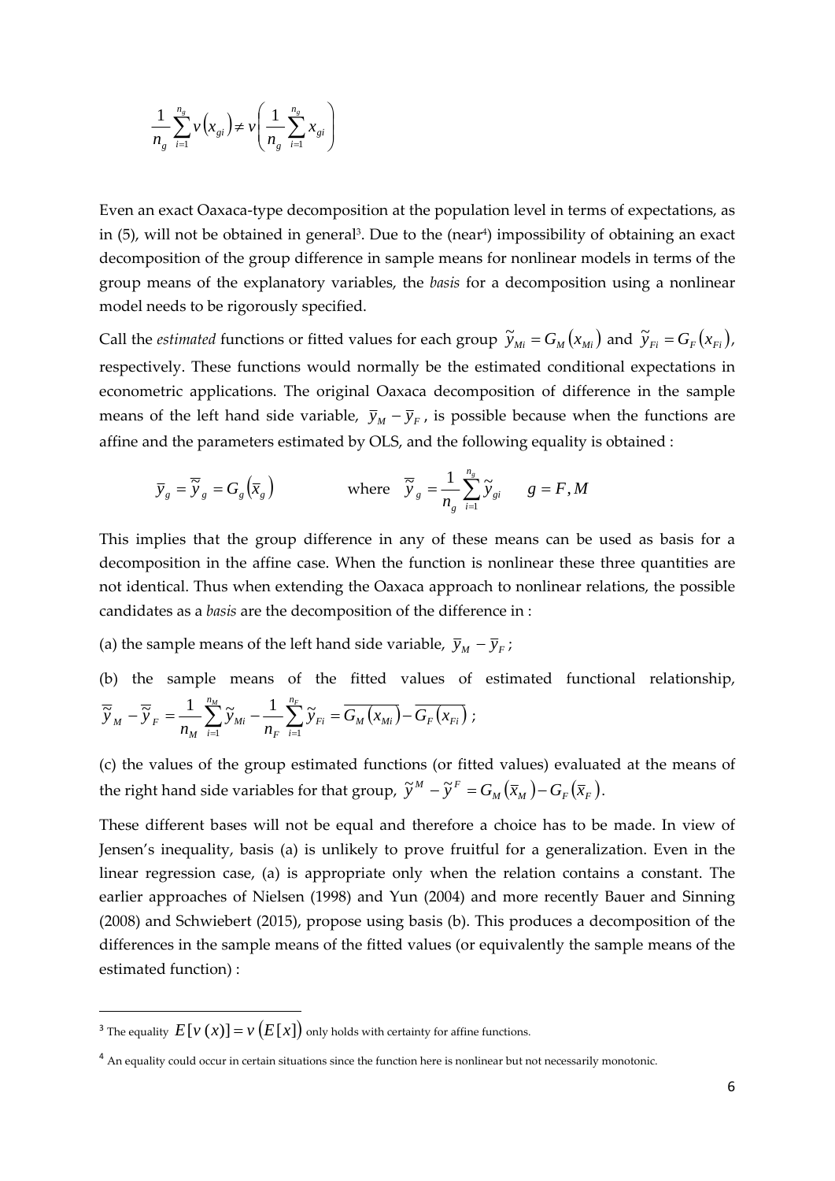$$\frac{1}{n_g}\sum_{i=1}^{n_g} v\left(x_{gi}\right) \neq v\left(\frac{1}{n_g}\sum_{i=1}^{n_g} x_{gi}\right)$$

Even an exact Oaxaca-type decomposition at the population level in terms of expectations, as in (5), will not be obtained in general[3]. Due to the (near[4]) impossibility of obtaining an exact decomposition of the group difference in sample means for nonlinear models in terms of the group means of the explanatory variables, the *basis* for a decomposition using a nonlinear model needs to be rigorously specified.

Call the *estimated* functions or fitted values for each group $\tilde{y}_{Mi} = G_M\left(x_{Mi}\right)$ and $\tilde{y}_{Fi} = G_F\left(x_{Fi}\right)$, respectively. These functions would normally be the estimated conditional expectations in econometric applications. The original Oaxaca decomposition of difference in the sample means of the left hand side variable, $\overline{y}_M - \overline{y}_F$, is possible because when the functions are affine and the parameters estimated by OLS, and the following equality is obtained :

$$\overline{y}_g = \overline{\tilde{y}}_g = G_g\left(\overline{x}_g\right) \qquad \text{where} \quad \overline{\tilde{y}}_g = \frac{1}{n_g}\sum_{i=1}^{n_g} \tilde{y}_{gi} \qquad g = F, M$$

This implies that the group difference in any of these means can be used as basis for a decomposition in the affine case. When the function is nonlinear these three quantities are not identical. Thus when extending the Oaxaca approach to nonlinear relations, the possible candidates as a *basis* are the decomposition of the difference in :

(a) the sample means of the left hand side variable, $\overline{y}_M - \overline{y}_F$ ;

(b) the sample means of the fitted values of estimated functional relationship, $\overline{\tilde{y}}_M - \overline{\tilde{y}}_F = \frac{1}{n_M}\sum_{i=1}^{n_M} \tilde{y}_{Mi} - \frac{1}{n_F}\sum_{i=1}^{n_F} \tilde{y}_{Fi} = \overline{G_M\left(x_{Mi}\right)} - \overline{G_F\left(x_{Fi}\right)}$ ;

(c) the values of the group estimated functions (or fitted values) evaluated at the means of the right hand side variables for that group, $\tilde{y}^M - \tilde{y}^F = G_M\left(\overline{x}_M\right) - G_F\left(\overline{x}_F\right)$.

These different bases will not be equal and therefore a choice has to be made. In view of Jensen's inequality, basis (a) is unlikely to prove fruitful for a generalization. Even in the linear regression case, (a) is appropriate only when the relation contains a constant. The earlier approaches of Nielsen (1998) and Yun (2004) and more recently Bauer and Sinning (2008) and Schwiebert (2015), propose using basis (b). This produces a decomposition of the differences in the sample means of the fitted values (or equivalently the sample means of the estimated function) :

---

[3] The equality $E[v(x)] = v\left(E[x]\right)$ only holds with certainty for affine functions.

[4] An equality could occur in certain situations since the function here is nonlinear but not necessarily monotonic.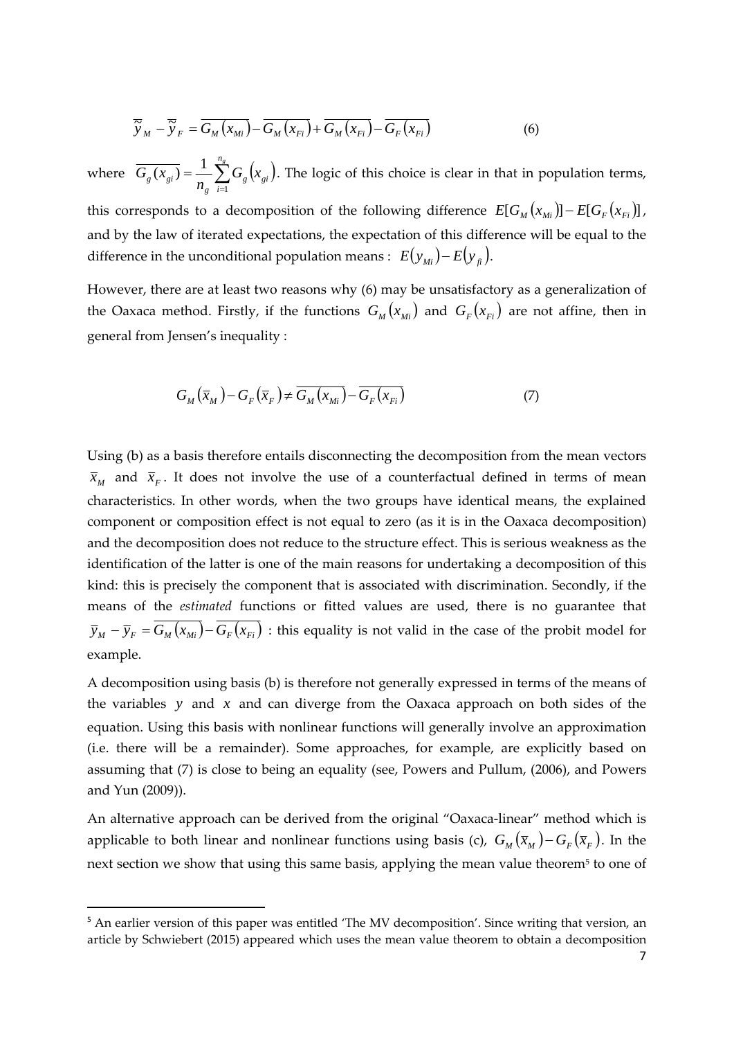$$\overline{\tilde{y}}_M - \overline{\tilde{y}}_F = \overline{G_M\left(x_{Mi}\right)} - \overline{G_M\left(x_{Fi}\right)} + \overline{G_M\left(x_{Fi}\right)} - \overline{G_F\left(x_{Fi}\right)} \tag{6}$$

where $\overline{G_g(x_{gi})} = \frac{1}{n_g}\sum_{i=1}^{n_g} G_g\left(x_{gi}\right)$. The logic of this choice is clear in that in population terms, this corresponds to a decomposition of the following difference $E[G_M\left(x_{Mi}\right)] - E[G_F\left(x_{Fi}\right)]$, and by the law of iterated expectations, the expectation of this difference will be equal to the difference in the unconditional population means : $E\left(y_{Mi}\right) - E\left(y_{fi}\right)$.

However, there are at least two reasons why (6) may be unsatisfactory as a generalization of the Oaxaca method. Firstly, if the functions $G_M\left(x_{Mi}\right)$ and $G_F\left(x_{Fi}\right)$ are not affine, then in general from Jensen's inequality :

$$G_M\left(\overline{x}_M\right) - G_F\left(\overline{x}_F\right) \neq \overline{G_M\left(x_{Mi}\right)} - \overline{G_F\left(x_{Fi}\right)} \tag{7}$$

Using (b) as a basis therefore entails disconnecting the decomposition from the mean vectors $\overline{x}_M$ and $\overline{x}_F$. It does not involve the use of a counterfactual defined in terms of mean characteristics. In other words, when the two groups have identical means, the explained component or composition effect is not equal to zero (as it is in the Oaxaca decomposition) and the decomposition does not reduce to the structure effect. This is serious weakness as the identification of the latter is one of the main reasons for undertaking a decomposition of this kind: this is precisely the component that is associated with discrimination. Secondly, if the means of the *estimated* functions or fitted values are used, there is no guarantee that $\overline{y}_M - \overline{y}_F = \overline{G_M\left(x_{Mi}\right)} - \overline{G_F\left(x_{Fi}\right)}$ : this equality is not valid in the case of the probit model for example.

A decomposition using basis (b) is therefore not generally expressed in terms of the means of the variables $y$ and $x$ and can diverge from the Oaxaca approach on both sides of the equation. Using this basis with nonlinear functions will generally involve an approximation (i.e. there will be a remainder). Some approaches, for example, are explicitly based on assuming that (7) is close to being an equality (see, Powers and Pullum, (2006), and Powers and Yun (2009)).

An alternative approach can be derived from the original "Oaxaca-linear" method which is applicable to both linear and nonlinear functions using basis (c), $G_M\left(\overline{x}_M\right) - G_F\left(\overline{x}_F\right)$. In the next section we show that using this same basis, applying the mean value theorem[5] to one of

[5] An earlier version of this paper was entitled 'The MV decomposition'. Since writing that version, an article by Schwiebert (2015) appeared which uses the mean value theorem to obtain a decomposition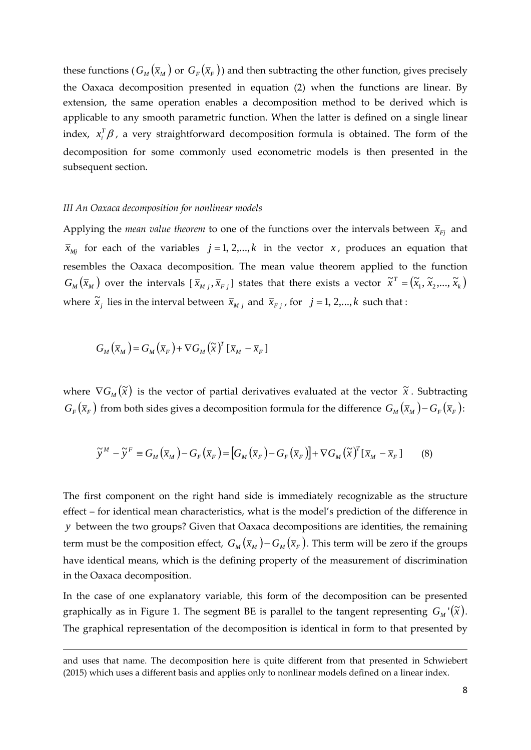these functions ($G_M(\bar{x}_M)$ or $G_F(\bar{x}_F)$) and then subtracting the other function, gives precisely the Oaxaca decomposition presented in equation (2) when the functions are linear. By extension, the same operation enables a decomposition method to be derived which is applicable to any smooth parametric function. When the latter is defined on a single linear index, $x_i^T\beta$, a very straightforward decomposition formula is obtained. The form of the decomposition for some commonly used econometric models is then presented in the subsequent section.

### *III An Oaxaca decomposition for nonlinear models*

Applying the *mean value theorem* to one of the functions over the intervals between $\bar{x}_{Fj}$ and $\bar{x}_{Mj}$ for each of the variables $j = 1, 2, \ldots, k$ in the vector $x$, produces an equation that resembles the Oaxaca decomposition. The mean value theorem applied to the function $G_M(\bar{x}_M)$ over the intervals $[\bar{x}_{M\,j}, \bar{x}_{F\,j}]$ states that there exists a vector $\tilde{x}^T = (\tilde{x}_1, \tilde{x}_2, \ldots, \tilde{x}_k)$ where $\tilde{x}_j$ lies in the interval between $\bar{x}_{M\,j}$ and $\bar{x}_{F\,j}$, for $j = 1, 2, \ldots, k$ such that :

$$G_M(\bar{x}_M) = G_M(\bar{x}_F) + \nabla G_M(\tilde{x})^T [\bar{x}_M - \bar{x}_F]$$

where $\nabla G_M(\tilde{x})$ is the vector of partial derivatives evaluated at the vector $\tilde{x}$. Subtracting $G_F(\bar{x}_F)$ from both sides gives a decomposition formula for the difference $G_M(\bar{x}_M) - G_F(\bar{x}_F)$:

$$\tilde{y}^M - \tilde{y}^F \equiv G_M(\bar{x}_M) - G_F(\bar{x}_F) = [G_M(\bar{x}_F) - G_F(\bar{x}_F)] + \nabla G_M(\tilde{x})^T [\bar{x}_M - \bar{x}_F] \qquad (8)$$

The first component on the right hand side is immediately recognizable as the structure effect – for identical mean characteristics, what is the model's prediction of the difference in $y$ between the two groups? Given that Oaxaca decompositions are identities, the remaining term must be the composition effect, $G_M(\bar{x}_M) - G_M(\bar{x}_F)$. This term will be zero if the groups have identical means, which is the defining property of the measurement of discrimination in the Oaxaca decomposition.

In the case of one explanatory variable, this form of the decomposition can be presented graphically as in Figure 1. The segment BE is parallel to the tangent representing $G_M{}'(\tilde{x})$. The graphical representation of the decomposition is identical in form to that presented by

and uses that name. The decomposition here is quite different from that presented in Schwiebert (2015) which uses a different basis and applies only to nonlinear models defined on a linear index.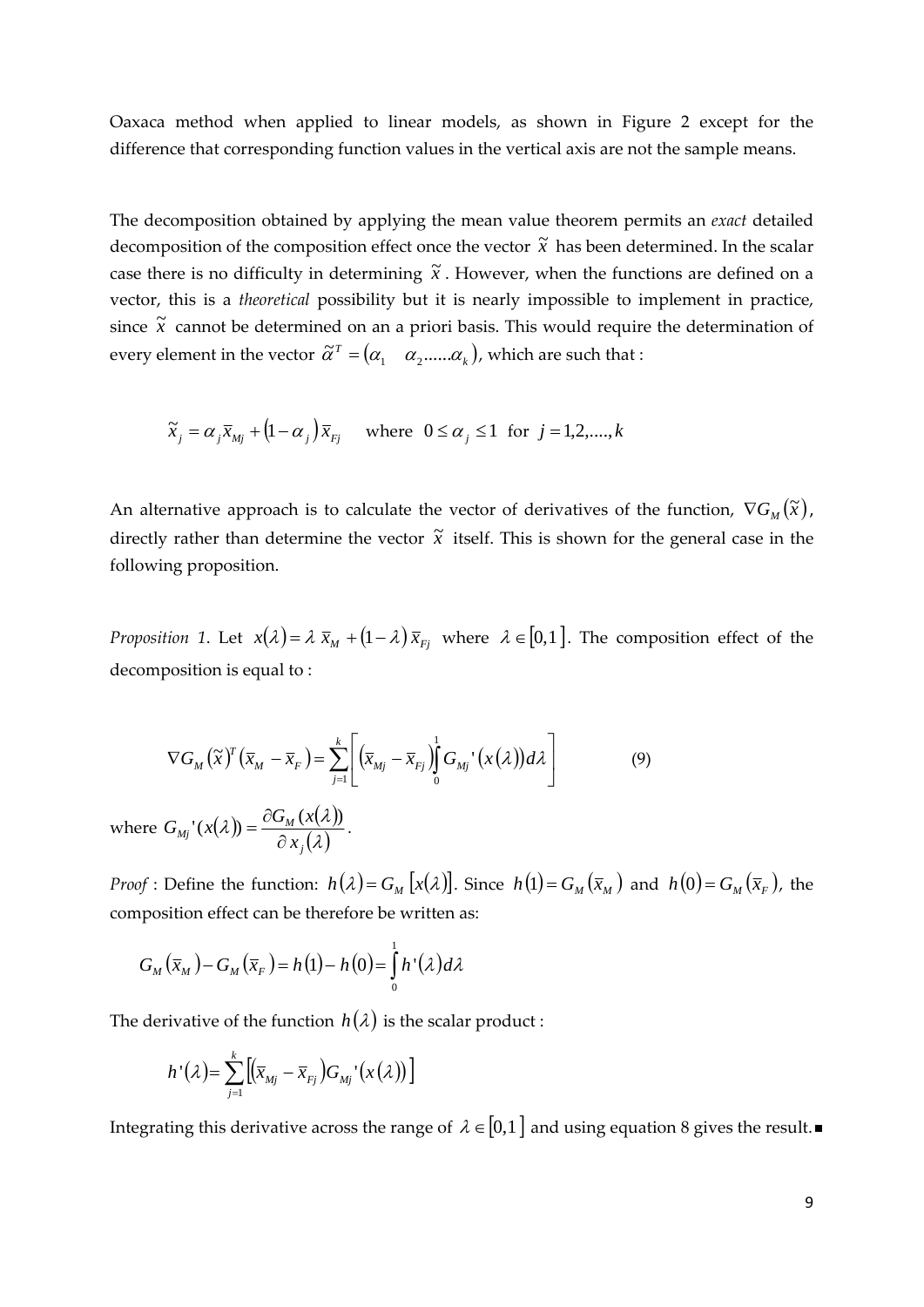Oaxaca method when applied to linear models, as shown in Figure 2 except for the difference that corresponding function values in the vertical axis are not the sample means.

The decomposition obtained by applying the mean value theorem permits an *exact* detailed decomposition of the composition effect once the vector $\tilde{x}$ has been determined. In the scalar case there is no difficulty in determining $\tilde{x}$. However, when the functions are defined on a vector, this is a *theoretical* possibility but it is nearly impossible to implement in practice, since $\tilde{x}$ cannot be determined on an a priori basis. This would require the determination of every element in the vector $\tilde{\alpha}^T = (\alpha_1 \quad \alpha_2 ......\alpha_k)$, which are such that :

$$\tilde{x}_j = \alpha_j \bar{x}_{Mj} + (1-\alpha_j)\bar{x}_{Fj} \quad \text{where } \; 0 \leq \alpha_j \leq 1 \; \text{ for } \; j = 1,2,....,k$$

An alternative approach is to calculate the vector of derivatives of the function, $\nabla G_M(\tilde{x})$, directly rather than determine the vector $\tilde{x}$ itself. This is shown for the general case in the following proposition.

*Proposition 1.* Let $x(\lambda) = \lambda \, \bar{x}_M + (1-\lambda)\,\bar{x}_{Fj}$ where $\lambda \in [0,1]$. The composition effect of the decomposition is equal to :

$$\nabla G_M(\tilde{x})^T(\bar{x}_M - \bar{x}_F) = \sum_{j=1}^{k}\left[(\bar{x}_{Mj} - \bar{x}_{Fj})\int_0^1 G_{Mj}'(x(\lambda))d\lambda\right] \qquad (9)$$

where $G_{Mj}'(x(\lambda)) = \dfrac{\partial G_M(x(\lambda))}{\partial x_j(\lambda)}$.

*Proof* : Define the function: $h(\lambda) = G_M[x(\lambda)]$. Since $h(1) = G_M(\bar{x}_M)$ and $h(0) = G_M(\bar{x}_F)$, the composition effect can be therefore be written as:

$$G_M(\bar{x}_M) - G_M(\bar{x}_F) = h(1) - h(0) = \int_0^1 h'(\lambda)d\lambda$$

The derivative of the function $h(\lambda)$ is the scalar product :

$$h'(\lambda) = \sum_{j=1}^{k}\left[(\bar{x}_{Mj} - \bar{x}_{Fj})G_{Mj}'(x(\lambda))\right]$$

Integrating this derivative across the range of $\lambda \in [0,1]$ and using equation 8 gives the result. ■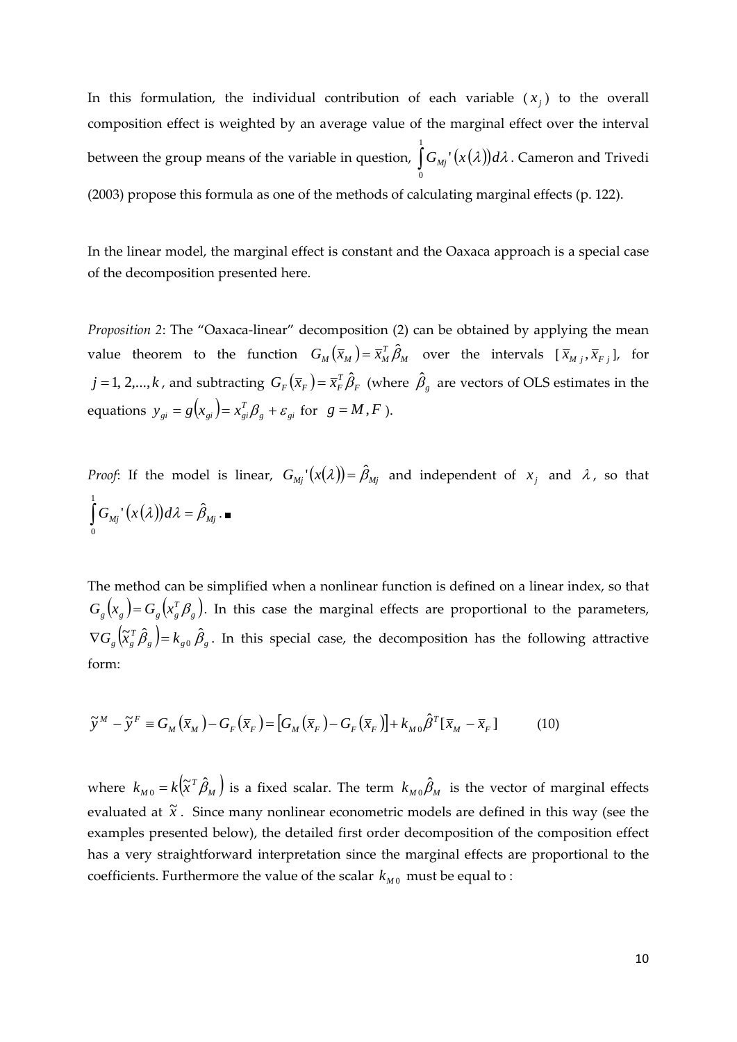In this formulation, the individual contribution of each variable ($x_j$) to the overall composition effect is weighted by an average value of the marginal effect over the interval between the group means of the variable in question, $\int_0^1 G_{Mj}'(x(\lambda))d\lambda$. Cameron and Trivedi (2003) propose this formula as one of the methods of calculating marginal effects (p. 122).

In the linear model, the marginal effect is constant and the Oaxaca approach is a special case of the decomposition presented here.

*Proposition 2*: The "Oaxaca-linear" decomposition (2) can be obtained by applying the mean value theorem to the function $G_M(\bar{x}_M) = \bar{x}_M^T \hat{\beta}_M$ over the intervals $[\bar{x}_{Mj}, \bar{x}_{Fj}]$, for $j = 1, 2, ..., k$, and subtracting $G_F(\bar{x}_F) = \bar{x}_F^T \hat{\beta}_F$ (where $\hat{\beta}_g$ are vectors of OLS estimates in the equations $y_{gi} = g(x_{gi}) = x_{gi}^T \beta_g + \varepsilon_{gi}$ for $g = M, F$).

*Proof*: If the model is linear, $G_{Mj}'(x(\lambda)) = \hat{\beta}_{Mj}$ and independent of $x_j$ and $\lambda$, so that $\int_0^1 G_{Mj}'(x(\lambda))d\lambda = \hat{\beta}_{Mj}$. ■

The method can be simplified when a nonlinear function is defined on a linear index, so that $G_g(x_g) = G_g(x_g^T \beta_g)$. In this case the marginal effects are proportional to the parameters, $\nabla G_g(\tilde{x}_g^T \hat{\beta}_g) = k_{g0} \hat{\beta}_g$. In this special case, the decomposition has the following attractive form:

$$\tilde{y}^M - \tilde{y}^F \equiv G_M(\bar{x}_M) - G_F(\bar{x}_F) = [G_M(\bar{x}_F) - G_F(\bar{x}_F)] + k_{M0} \hat{\beta}^T [\bar{x}_M - \bar{x}_F] \qquad (10)$$

where $k_{M0} = k(\tilde{x}^T \hat{\beta}_M)$ is a fixed scalar. The term $k_{M0} \hat{\beta}_M$ is the vector of marginal effects evaluated at $\tilde{x}$. Since many nonlinear econometric models are defined in this way (see the examples presented below), the detailed first order decomposition of the composition effect has a very straightforward interpretation since the marginal effects are proportional to the coefficients. Furthermore the value of the scalar $k_{M0}$ must be equal to :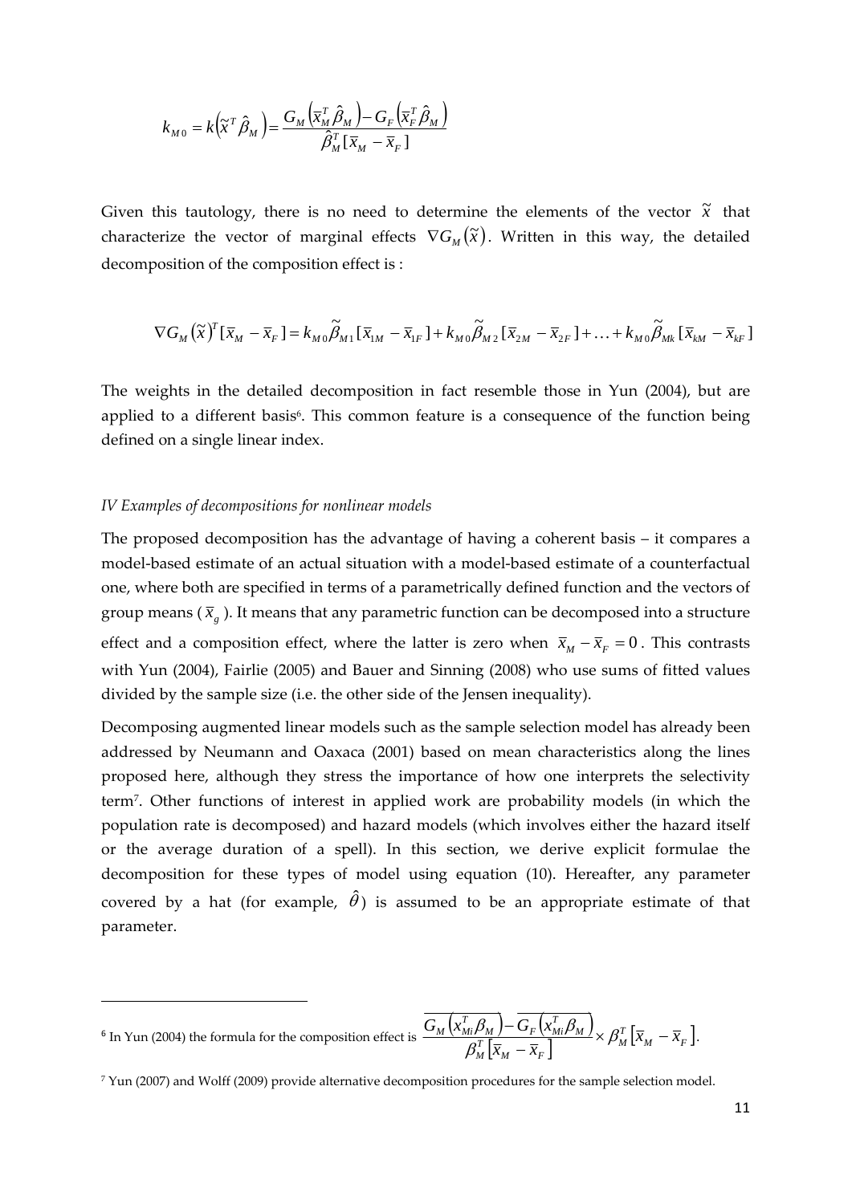$$k_{M0} = k\left(\tilde{x}^T \hat{\beta}_M\right) = \frac{G_M\left(\bar{x}_M^T \hat{\beta}_M\right) - G_F\left(\bar{x}_F^T \hat{\beta}_M\right)}{\hat{\beta}_M^T [\bar{x}_M - \bar{x}_F]}$$

Given this tautology, there is no need to determine the elements of the vector $\tilde{x}$ that characterize the vector of marginal effects $\nabla G_M(\tilde{x})$. Written in this way, the detailed decomposition of the composition effect is :

$$\nabla G_M(\tilde{x})^T [\bar{x}_M - \bar{x}_F] = k_{M0} \tilde{\beta}_{M1} [\bar{x}_{1M} - \bar{x}_{1F}] + k_{M0} \tilde{\beta}_{M2} [\bar{x}_{2M} - \bar{x}_{2F}] + \ldots + k_{M0} \tilde{\beta}_{Mk} [\bar{x}_{kM} - \bar{x}_{kF}]$$

The weights in the detailed decomposition in fact resemble those in Yun (2004), but are applied to a different basis[6]. This common feature is a consequence of the function being defined on a single linear index.

*IV Examples of decompositions for nonlinear models*

The proposed decomposition has the advantage of having a coherent basis – it compares a model-based estimate of an actual situation with a model-based estimate of a counterfactual one, where both are specified in terms of a parametrically defined function and the vectors of group means ($\bar{x}_g$). It means that any parametric function can be decomposed into a structure effect and a composition effect, where the latter is zero when $\bar{x}_M - \bar{x}_F = 0$. This contrasts with Yun (2004), Fairlie (2005) and Bauer and Sinning (2008) who use sums of fitted values divided by the sample size (i.e. the other side of the Jensen inequality).

Decomposing augmented linear models such as the sample selection model has already been addressed by Neumann and Oaxaca (2001) based on mean characteristics along the lines proposed here, although they stress the importance of how one interprets the selectivity term[7]. Other functions of interest in applied work are probability models (in which the population rate is decomposed) and hazard models (which involves either the hazard itself or the average duration of a spell). In this section, we derive explicit formulae the decomposition for these types of model using equation (10). Hereafter, any parameter covered by a hat (for example, $\hat{\theta}$) is assumed to be an appropriate estimate of that parameter.

---

[6] In Yun (2004) the formula for the composition effect is $\dfrac{\overline{G_M\left(x_{Mi}^T \beta_M\right)} - \overline{G_F\left(x_{Mi}^T \beta_M\right)}}{\beta_M^T [\bar{x}_M - \bar{x}_F]} \times \beta_M^T [\bar{x}_M - \bar{x}_F]$.

[7] Yun (2007) and Wolff (2009) provide alternative decomposition procedures for the sample selection model.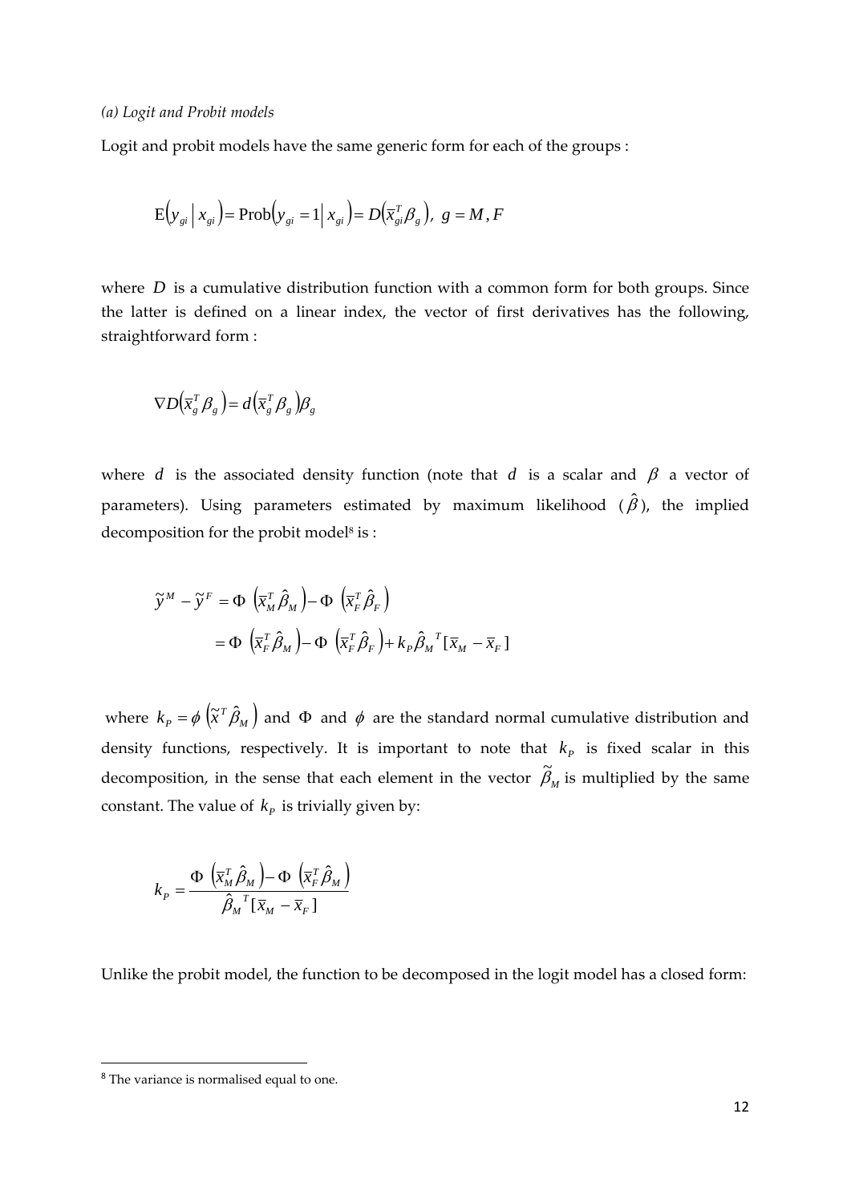*(a) Logit and Probit models*

Logit and probit models have the same generic form for each of the groups :

$$\mathrm{E}\left(y_{gi} \mid x_{gi}\right) = \mathrm{Prob}\left(y_{gi} = 1 \mid x_{gi}\right) = D\left(\bar{x}_{gi}^{T} \beta_{g}\right),\ g = M, F$$

where $D$ is a cumulative distribution function with a common form for both groups. Since the latter is defined on a linear index, the vector of first derivatives has the following, straightforward form :

$$\nabla D\left(\bar{x}_{g}^{T} \beta_{g}\right) = d\left(\bar{x}_{g}^{T} \beta_{g}\right) \beta_{g}$$

where $d$ is the associated density function (note that $d$ is a scalar and $\beta$ a vector of parameters). Using parameters estimated by maximum likelihood ($\hat{\beta}$), the implied decomposition for the probit model[8] is :

$$\begin{aligned}
\tilde{y}^{M} - \tilde{y}^{F} &= \Phi\left(\bar{x}_{M}^{T} \hat{\beta}_{M}\right) - \Phi\left(\bar{x}_{F}^{T} \hat{\beta}_{F}\right) \\
&= \Phi\left(\bar{x}_{F}^{T} \hat{\beta}_{M}\right) - \Phi\left(\bar{x}_{F}^{T} \hat{\beta}_{F}\right) + k_{P} \hat{\beta}_{M}{}^{T} [\bar{x}_{M} - \bar{x}_{F}]
\end{aligned}$$

where $k_{P} = \phi\left(\tilde{x}^{T} \hat{\beta}_{M}\right)$ and $\Phi$ and $\phi$ are the standard normal cumulative distribution and density functions, respectively. It is important to note that $k_{P}$ is fixed scalar in this decomposition, in the sense that each element in the vector $\tilde{\beta}_{M}$ is multiplied by the same constant. The value of $k_{P}$ is trivially given by:

$$k_{P} = \frac{\Phi\left(\bar{x}_{M}^{T} \hat{\beta}_{M}\right) - \Phi\left(\bar{x}_{F}^{T} \hat{\beta}_{M}\right)}{\hat{\beta}_{M}{}^{T} [\bar{x}_{M} - \bar{x}_{F}]}$$

Unlike the probit model, the function to be decomposed in the logit model has a closed form:

[8] The variance is normalised equal to one.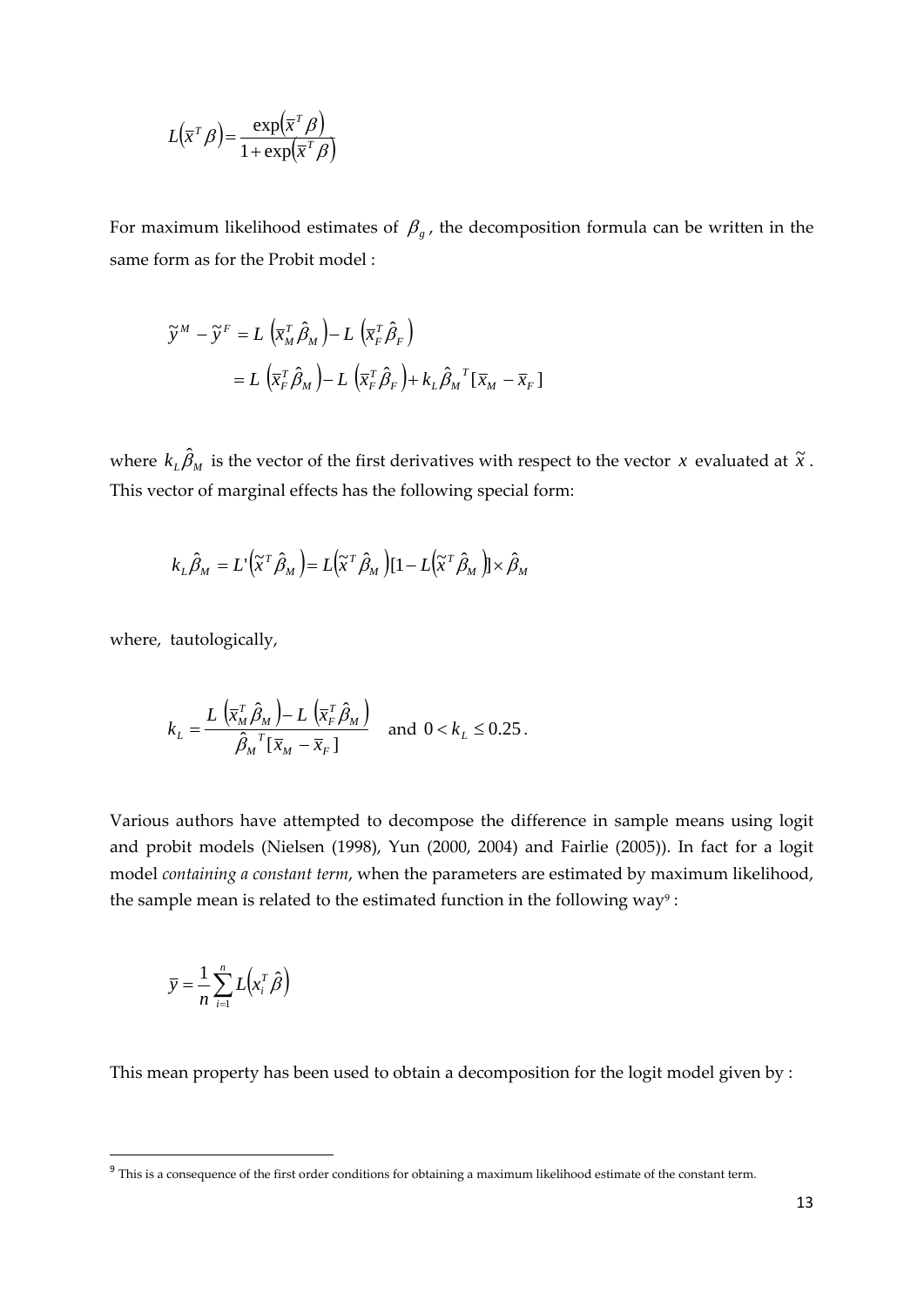$$L\left(\bar{x}^T \beta\right) = \frac{\exp\left(\bar{x}^T \beta\right)}{1 + \exp\left(\bar{x}^T \beta\right)}$$

For maximum likelihood estimates of $\beta_g$, the decomposition formula can be written in the same form as for the Probit model :

$$\begin{aligned}
\tilde{y}^M - \tilde{y}^F &= L\left(\bar{x}_M^T \hat{\beta}_M\right) - L\left(\bar{x}_F^T \hat{\beta}_F\right) \\
&= L\left(\bar{x}_F^T \hat{\beta}_M\right) - L\left(\bar{x}_F^T \hat{\beta}_F\right) + k_L \hat{\beta}_M{}^T [\bar{x}_M - \bar{x}_F]
\end{aligned}$$

where $k_L \hat{\beta}_M$ is the vector of the first derivatives with respect to the vector $x$ evaluated at $\tilde{x}$. This vector of marginal effects has the following special form:

$$k_L \hat{\beta}_M = L'\left(\tilde{x}^T \hat{\beta}_M\right) = L\left(\tilde{x}^T \hat{\beta}_M\right)\left[1 - L\left(\tilde{x}^T \hat{\beta}_M\right)\right] \times \hat{\beta}_M$$

where, tautologically,

$$k_L = \frac{L\left(\bar{x}_M^T \hat{\beta}_M\right) - L\left(\bar{x}_F^T \hat{\beta}_M\right)}{\hat{\beta}_M{}^T [\bar{x}_M - \bar{x}_F]} \quad \text{and } 0 < k_L \leq 0.25 .$$

Various authors have attempted to decompose the difference in sample means using logit and probit models (Nielsen (1998), Yun (2000, 2004) and Fairlie (2005)). In fact for a logit model *containing a constant term*, when the parameters are estimated by maximum likelihood, the sample mean is related to the estimated function in the following way[9] :

$$\bar{y} = \frac{1}{n} \sum_{i=1}^{n} L\left(x_i^T \hat{\beta}\right)$$

This mean property has been used to obtain a decomposition for the logit model given by :

[9] This is a consequence of the first order conditions for obtaining a maximum likelihood estimate of the constant term.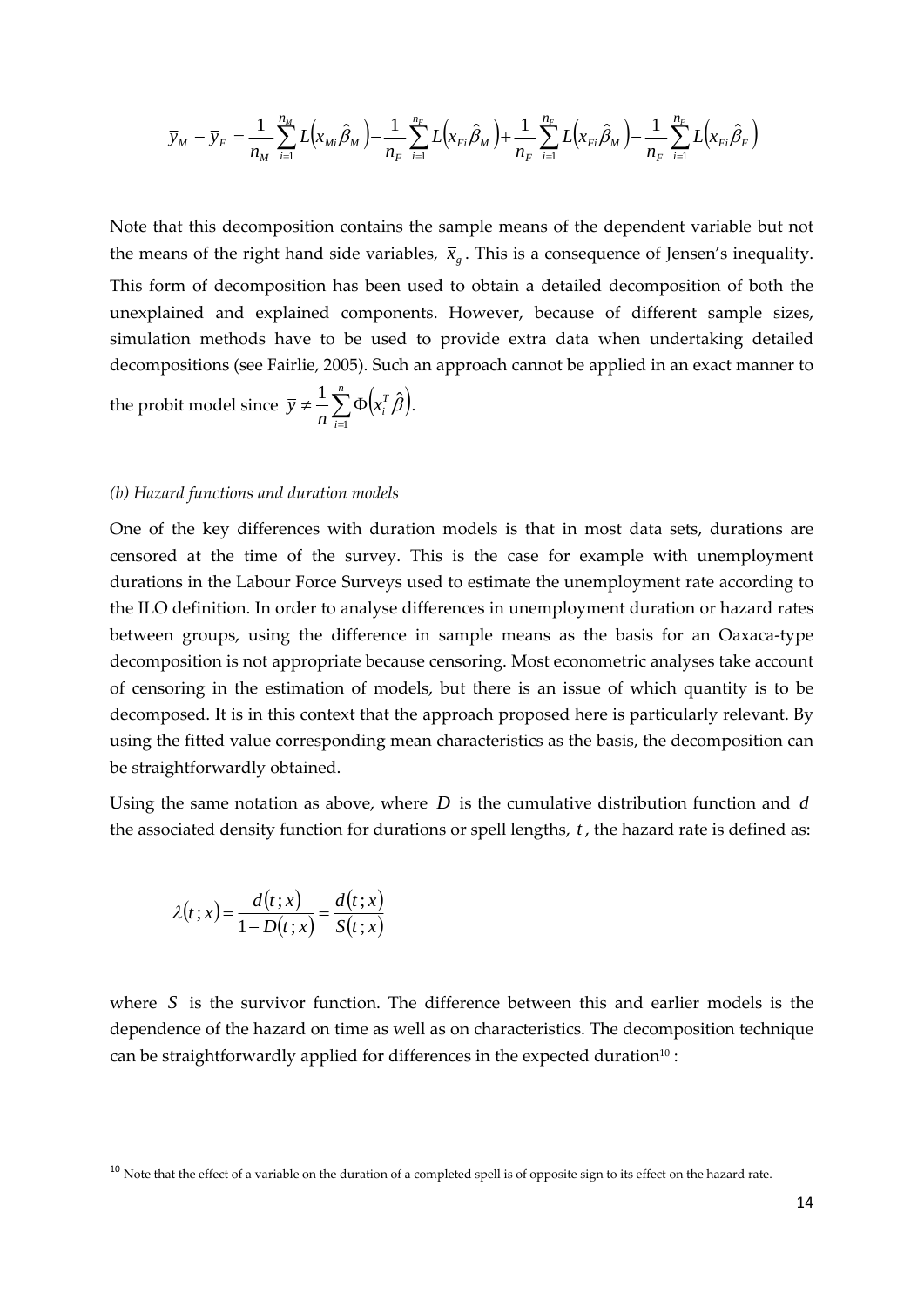$$\bar{y}_M - \bar{y}_F = \frac{1}{n_M}\sum_{i=1}^{n_M} L\left(x_{Mi}\hat{\beta}_M\right) - \frac{1}{n_F}\sum_{i=1}^{n_F} L\left(x_{Fi}\hat{\beta}_M\right) + \frac{1}{n_F}\sum_{i=1}^{n_F} L\left(x_{Fi}\hat{\beta}_M\right) - \frac{1}{n_F}\sum_{i=1}^{n_F} L\left(x_{Fi}\hat{\beta}_F\right)$$

Note that this decomposition contains the sample means of the dependent variable but not the means of the right hand side variables, $\bar{x}_g$. This is a consequence of Jensen's inequality. This form of decomposition has been used to obtain a detailed decomposition of both the unexplained and explained components. However, because of different sample sizes, simulation methods have to be used to provide extra data when undertaking detailed decompositions (see Fairlie, 2005). Such an approach cannot be applied in an exact manner to the probit model since $\bar{y} \neq \frac{1}{n}\sum_{i=1}^{n} \Phi\left(x_i^T \hat{\beta}\right)$.

*(b) Hazard functions and duration models*

One of the key differences with duration models is that in most data sets, durations are censored at the time of the survey. This is the case for example with unemployment durations in the Labour Force Surveys used to estimate the unemployment rate according to the ILO definition. In order to analyse differences in unemployment duration or hazard rates between groups, using the difference in sample means as the basis for an Oaxaca-type decomposition is not appropriate because censoring. Most econometric analyses take account of censoring in the estimation of models, but there is an issue of which quantity is to be decomposed. It is in this context that the approach proposed here is particularly relevant. By using the fitted value corresponding mean characteristics as the basis, the decomposition can be straightforwardly obtained.

Using the same notation as above, where $D$ is the cumulative distribution function and $d$ the associated density function for durations or spell lengths, $t$, the hazard rate is defined as:

$$\lambda(t;x) = \frac{d(t;x)}{1 - D(t;x)} = \frac{d(t;x)}{S(t;x)}$$

where $S$ is the survivor function. The difference between this and earlier models is the dependence of the hazard on time as well as on characteristics. The decomposition technique can be straightforwardly applied for differences in the expected duration[10] :

[10] Note that the effect of a variable on the duration of a completed spell is of opposite sign to its effect on the hazard rate.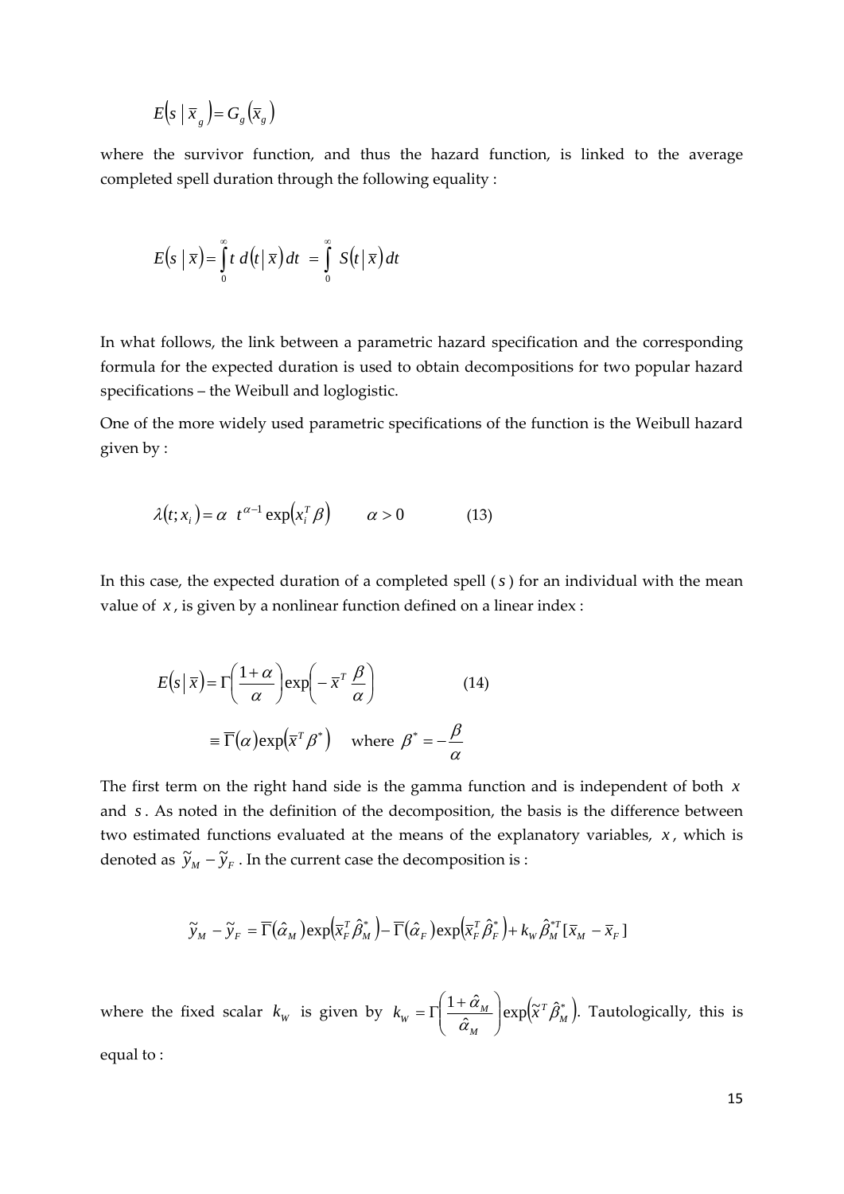$$E\left(s \mid \bar{x}_g\right) = G_g\left(\bar{x}_g\right)$$

where the survivor function, and thus the hazard function, is linked to the average completed spell duration through the following equality :

$$E\left(s \mid \bar{x}\right) = \int_0^\infty t \; d\left(t \mid \bar{x}\right) dt \;\; = \int_0^\infty \; S\left(t \mid \bar{x}\right) dt$$

In what follows, the link between a parametric hazard specification and the corresponding formula for the expected duration is used to obtain decompositions for two popular hazard specifications – the Weibull and loglogistic.

One of the more widely used parametric specifications of the function is the Weibull hazard given by :

$$\lambda\left(t; x_i\right) = \alpha \;\; t^{\alpha - 1} \exp\left(x_i^T \beta\right) \qquad \alpha > 0 \qquad\qquad (13)$$

In this case, the expected duration of a completed spell ($s$) for an individual with the mean value of $x$, is given by a nonlinear function defined on a linear index :

$$E\left(s \mid \bar{x}\right) = \Gamma\left(\frac{1+\alpha}{\alpha}\right) \exp\left(-\bar{x}^T \frac{\beta}{\alpha}\right) \qquad\qquad (14)$$

$$\equiv \overline{\Gamma}\left(\alpha\right) \exp\left(\bar{x}^T \beta^*\right) \quad \text{where } \beta^* = -\frac{\beta}{\alpha}$$

The first term on the right hand side is the gamma function and is independent of both $x$ and $s$. As noted in the definition of the decomposition, the basis is the difference between two estimated functions evaluated at the means of the explanatory variables, $x$, which is denoted as $\tilde{y}_M - \tilde{y}_F$. In the current case the decomposition is :

$$\tilde{y}_M - \tilde{y}_F = \overline{\Gamma}\left(\hat{\alpha}_M\right) \exp\left(\bar{x}_F^T \hat{\beta}_M^*\right) - \overline{\Gamma}\left(\hat{\alpha}_F\right) \exp\left(\bar{x}_F^T \hat{\beta}_F^*\right) + k_W \hat{\beta}_M^{*T} [\bar{x}_M - \bar{x}_F]$$

where the fixed scalar $k_W$ is given by $k_W = \Gamma\left(\dfrac{1+\hat{\alpha}_M}{\hat{\alpha}_M}\right) \exp\left(\tilde{x}^T \hat{\beta}_M^*\right)$. Tautologically, this is equal to :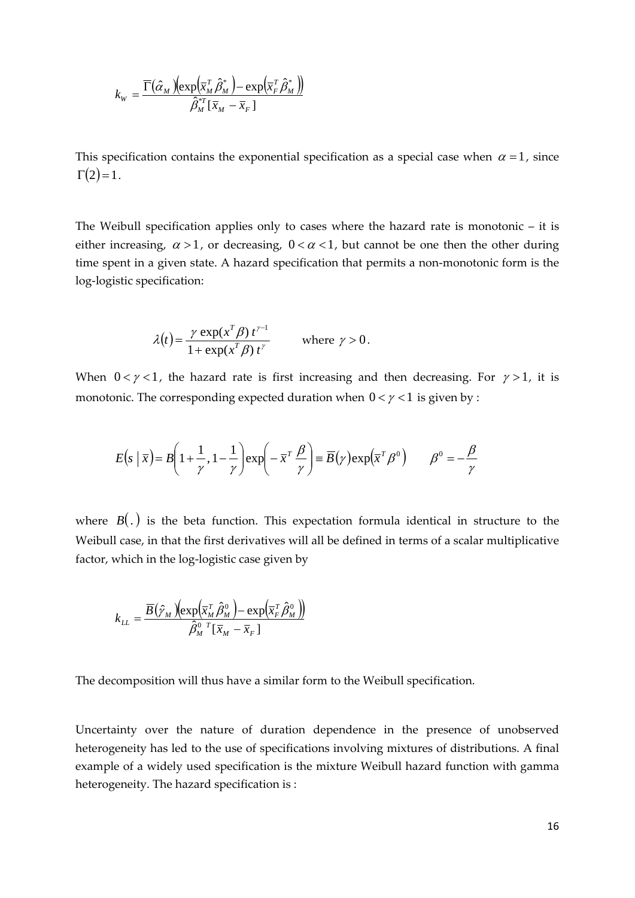$$k_W = \frac{\overline{\Gamma}(\hat{\alpha}_M)\left(\exp\left(\overline{x}_M^T \hat{\beta}_M^*\right) - \exp\left(\overline{x}_F^T \hat{\beta}_M^*\right)\right)}{\hat{\beta}_M^{*T}[\overline{x}_M - \overline{x}_F]}$$

This specification contains the exponential specification as a special case when $\alpha = 1$, since $\Gamma(2) = 1$.

The Weibull specification applies only to cases where the hazard rate is monotonic – it is either increasing, $\alpha > 1$, or decreasing, $0 < \alpha < 1$, but cannot be one then the other during time spent in a given state. A hazard specification that permits a non-monotonic form is the log-logistic specification:

$$\lambda(t) = \frac{\gamma \exp(x^T \beta)\, t^{\gamma - 1}}{1 + \exp(x^T \beta)\, t^{\gamma}} \qquad \text{where } \gamma > 0.$$

When $0 < \gamma < 1$, the hazard rate is first increasing and then decreasing. For $\gamma > 1$, it is monotonic. The corresponding expected duration when $0 < \gamma < 1$ is given by :

$$E(s \mid \overline{x}) = B\left(1 + \frac{1}{\gamma}, 1 - \frac{1}{\gamma}\right)\exp\left(-\overline{x}^T \frac{\beta}{\gamma}\right) \equiv \overline{B}(\gamma)\exp\left(\overline{x}^T \beta^0\right) \qquad \beta^0 = -\frac{\beta}{\gamma}$$

where $B(.)$ is the beta function. This expectation formula identical in structure to the Weibull case, in that the first derivatives will all be defined in terms of a scalar multiplicative factor, which in the log-logistic case given by

$$k_{LL} = \frac{\overline{B}(\hat{\gamma}_M)\left(\exp\left(\overline{x}_M^T \hat{\beta}_M^0\right) - \exp\left(\overline{x}_F^T \hat{\beta}_M^0\right)\right)}{\hat{\beta}_M^{0\ T}[\overline{x}_M - \overline{x}_F]}$$

The decomposition will thus have a similar form to the Weibull specification.

Uncertainty over the nature of duration dependence in the presence of unobserved heterogeneity has led to the use of specifications involving mixtures of distributions. A final example of a widely used specification is the mixture Weibull hazard function with gamma heterogeneity. The hazard specification is :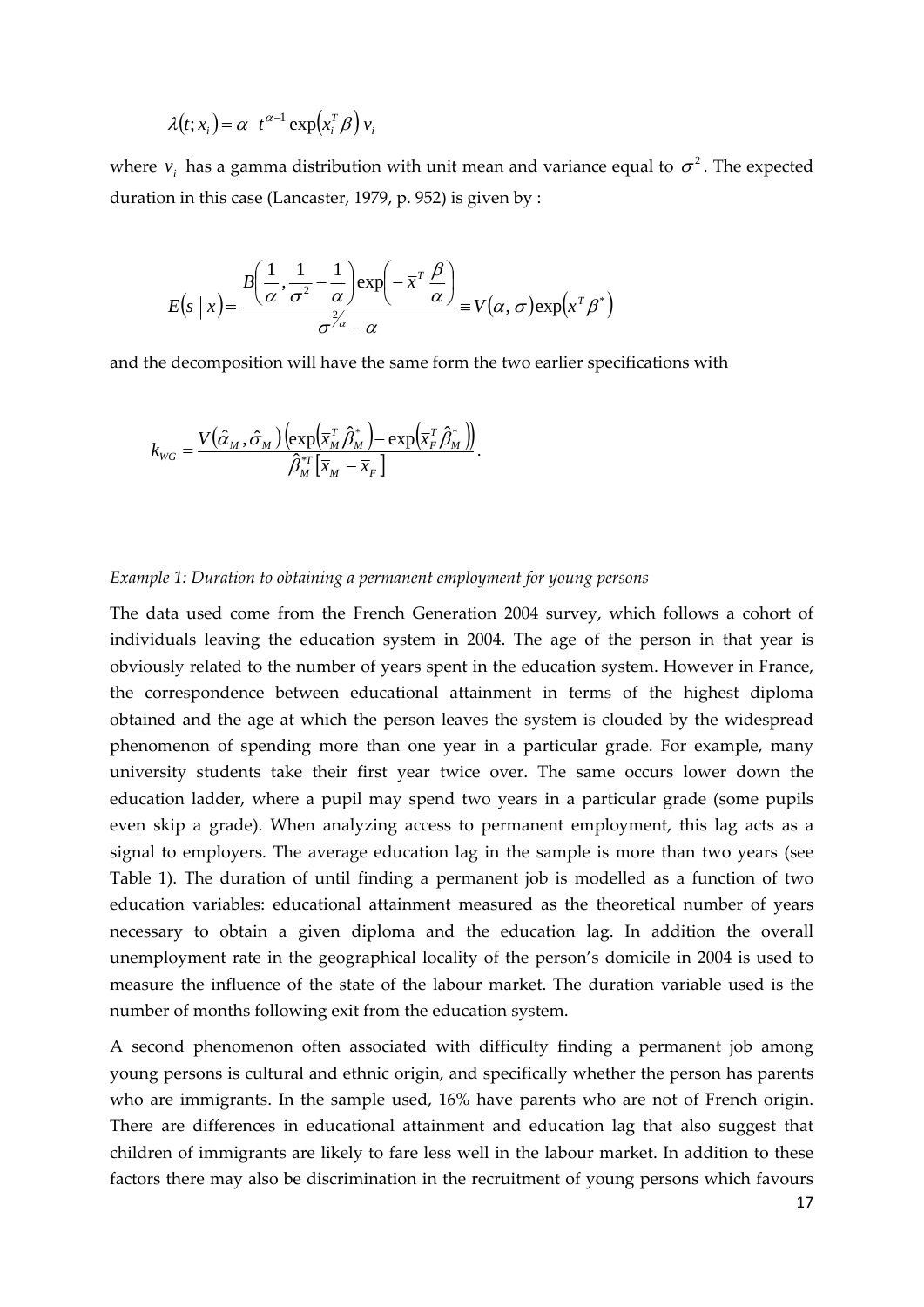$$\lambda(t; x_i) = \alpha \;\; t^{\alpha-1} \exp(x_i^T \beta)\, v_i$$

where $v_i$ has a gamma distribution with unit mean and variance equal to $\sigma^2$. The expected duration in this case (Lancaster, 1979, p. 952) is given by :

$$E(s \mid \bar{x}) = \frac{B\left(\frac{1}{\alpha}, \frac{1}{\sigma^2} - \frac{1}{\alpha}\right) \exp\left(-\bar{x}^T \frac{\beta}{\alpha}\right)}{\sigma^{2/\alpha} - \alpha} \equiv V(\alpha, \sigma) \exp(\bar{x}^T \beta^*)$$

and the decomposition will have the same form the two earlier specifications with

$$k_{WG} = \frac{V(\hat{\alpha}_M, \hat{\sigma}_M)\left(\exp(\bar{x}_M^T \hat{\beta}_M^*) - \exp(\bar{x}_F^T \hat{\beta}_M^*)\right)}{\hat{\beta}_M^{*T}\left[\bar{x}_M - \bar{x}_F\right]}.$$

*Example 1: Duration to obtaining a permanent employment for young persons*

The data used come from the French Generation 2004 survey, which follows a cohort of individuals leaving the education system in 2004. The age of the person in that year is obviously related to the number of years spent in the education system. However in France, the correspondence between educational attainment in terms of the highest diploma obtained and the age at which the person leaves the system is clouded by the widespread phenomenon of spending more than one year in a particular grade. For example, many university students take their first year twice over. The same occurs lower down the education ladder, where a pupil may spend two years in a particular grade (some pupils even skip a grade). When analyzing access to permanent employment, this lag acts as a signal to employers. The average education lag in the sample is more than two years (see Table 1). The duration of until finding a permanent job is modelled as a function of two education variables: educational attainment measured as the theoretical number of years necessary to obtain a given diploma and the education lag. In addition the overall unemployment rate in the geographical locality of the person's domicile in 2004 is used to measure the influence of the state of the labour market. The duration variable used is the number of months following exit from the education system.

A second phenomenon often associated with difficulty finding a permanent job among young persons is cultural and ethnic origin, and specifically whether the person has parents who are immigrants. In the sample used, 16% have parents who are not of French origin. There are differences in educational attainment and education lag that also suggest that children of immigrants are likely to fare less well in the labour market. In addition to these factors there may also be discrimination in the recruitment of young persons which favours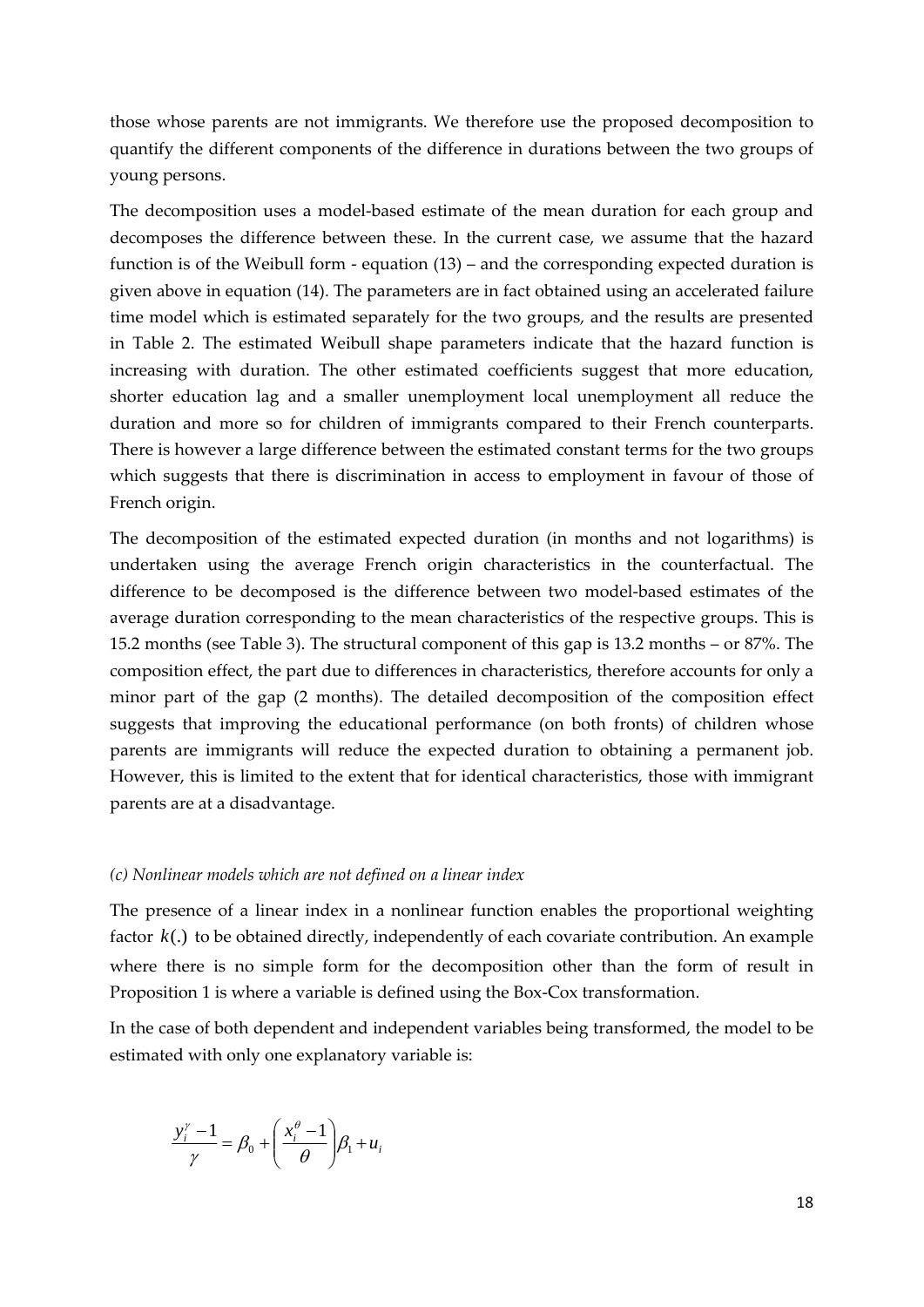those whose parents are not immigrants. We therefore use the proposed decomposition to quantify the different components of the difference in durations between the two groups of young persons.

The decomposition uses a model-based estimate of the mean duration for each group and decomposes the difference between these. In the current case, we assume that the hazard function is of the Weibull form - equation (13) – and the corresponding expected duration is given above in equation (14). The parameters are in fact obtained using an accelerated failure time model which is estimated separately for the two groups, and the results are presented in Table 2. The estimated Weibull shape parameters indicate that the hazard function is increasing with duration. The other estimated coefficients suggest that more education, shorter education lag and a smaller unemployment local unemployment all reduce the duration and more so for children of immigrants compared to their French counterparts. There is however a large difference between the estimated constant terms for the two groups which suggests that there is discrimination in access to employment in favour of those of French origin.

The decomposition of the estimated expected duration (in months and not logarithms) is undertaken using the average French origin characteristics in the counterfactual. The difference to be decomposed is the difference between two model-based estimates of the average duration corresponding to the mean characteristics of the respective groups. This is 15.2 months (see Table 3). The structural component of this gap is 13.2 months – or 87%. The composition effect, the part due to differences in characteristics, therefore accounts for only a minor part of the gap (2 months). The detailed decomposition of the composition effect suggests that improving the educational performance (on both fronts) of children whose parents are immigrants will reduce the expected duration to obtaining a permanent job. However, this is limited to the extent that for identical characteristics, those with immigrant parents are at a disadvantage.

*(c) Nonlinear models which are not defined on a linear index*

The presence of a linear index in a nonlinear function enables the proportional weighting factor $k(.)$ to be obtained directly, independently of each covariate contribution. An example where there is no simple form for the decomposition other than the form of result in Proposition 1 is where a variable is defined using the Box-Cox transformation.

In the case of both dependent and independent variables being transformed, the model to be estimated with only one explanatory variable is:

$$\frac{y_i^{\gamma}-1}{\gamma}=\beta_0+\left(\frac{x_i^{\theta}-1}{\theta}\right)\beta_1+u_i$$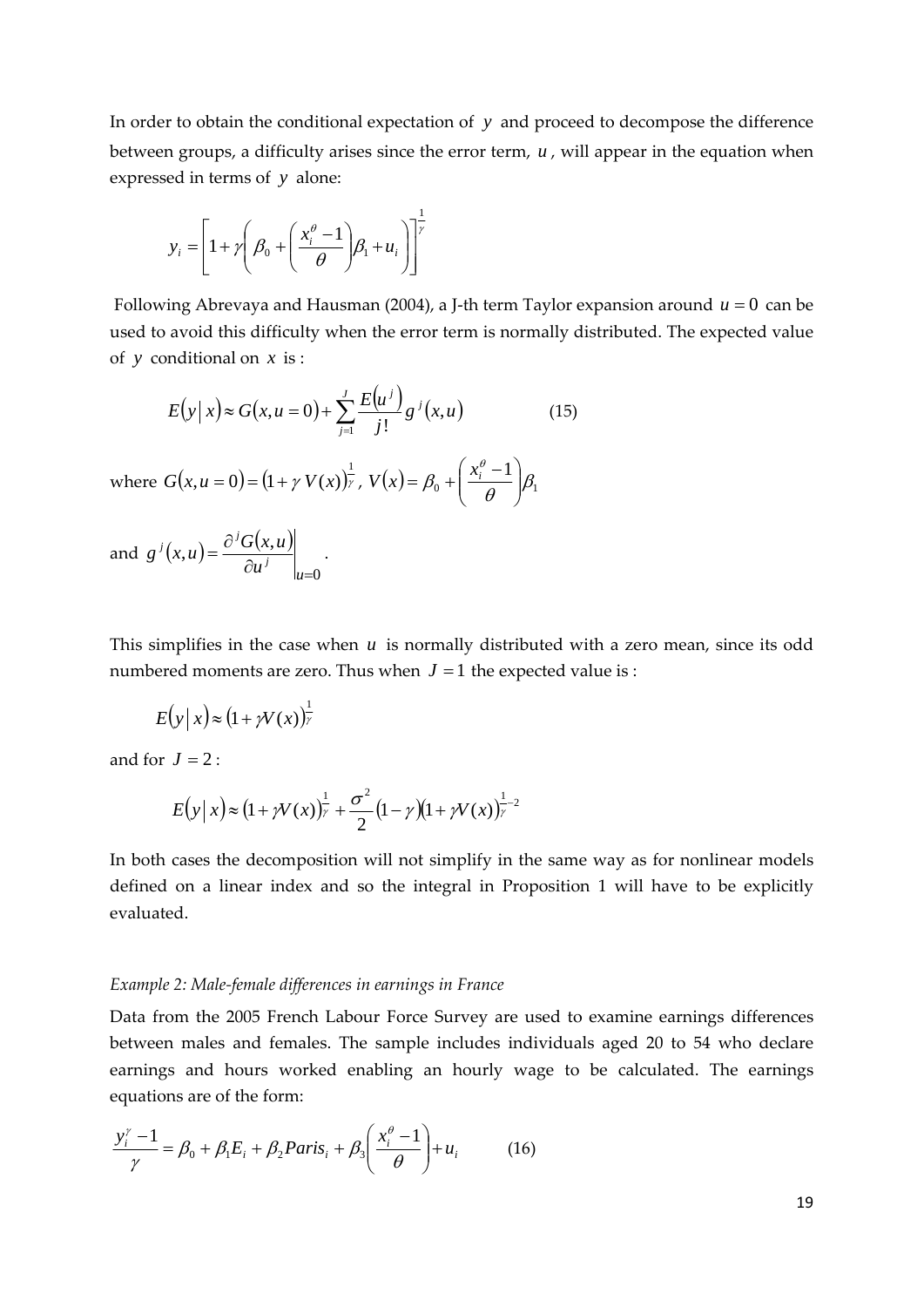In order to obtain the conditional expectation of $y$ and proceed to decompose the difference between groups, a difficulty arises since the error term, $u$, will appear in the equation when expressed in terms of $y$ alone:

$$y_i = \left[1 + \gamma\left(\beta_0 + \left(\frac{x_i^\theta - 1}{\theta}\right)\beta_1 + u_i\right)\right]^{\frac{1}{\gamma}}$$

Following Abrevaya and Hausman (2004), a J-th term Taylor expansion around $u = 0$ can be used to avoid this difficulty when the error term is normally distributed. The expected value of $y$ conditional on $x$ is :

$$E(y \mid x) \approx G(x, u = 0) + \sum_{j=1}^{J} \frac{E(u^j)}{j!} g^j(x, u) \qquad (15)$$

where $G(x, u = 0) = (1 + \gamma\, V(x))^{\frac{1}{\gamma}}$, $V(x) = \beta_0 + \left(\frac{x_i^\theta - 1}{\theta}\right)\beta_1$

and $g^j(x,u) = \left.\frac{\partial^j G(x,u)}{\partial u^j}\right|_{u=0}$.

This simplifies in the case when $u$ is normally distributed with a zero mean, since its odd numbered moments are zero. Thus when $J = 1$ the expected value is :

$$E(y \mid x) \approx (1 + \gamma V(x))^{\frac{1}{\gamma}}$$

and for $J = 2$ :

$$E(y \mid x) \approx (1 + \gamma V(x))^{\frac{1}{\gamma}} + \frac{\sigma^2}{2}(1 - \gamma)(1 + \gamma V(x))^{\frac{1}{\gamma} - 2}$$

In both cases the decomposition will not simplify in the same way as for nonlinear models defined on a linear index and so the integral in Proposition 1 will have to be explicitly evaluated.

*Example 2: Male-female differences in earnings in France*

Data from the 2005 French Labour Force Survey are used to examine earnings differences between males and females. The sample includes individuals aged 20 to 54 who declare earnings and hours worked enabling an hourly wage to be calculated. The earnings equations are of the form:

$$\frac{y_i^\gamma - 1}{\gamma} = \beta_0 + \beta_1 E_i + \beta_2 Paris_i + \beta_3\left(\frac{x_i^\theta - 1}{\theta}\right) + u_i \qquad (16)$$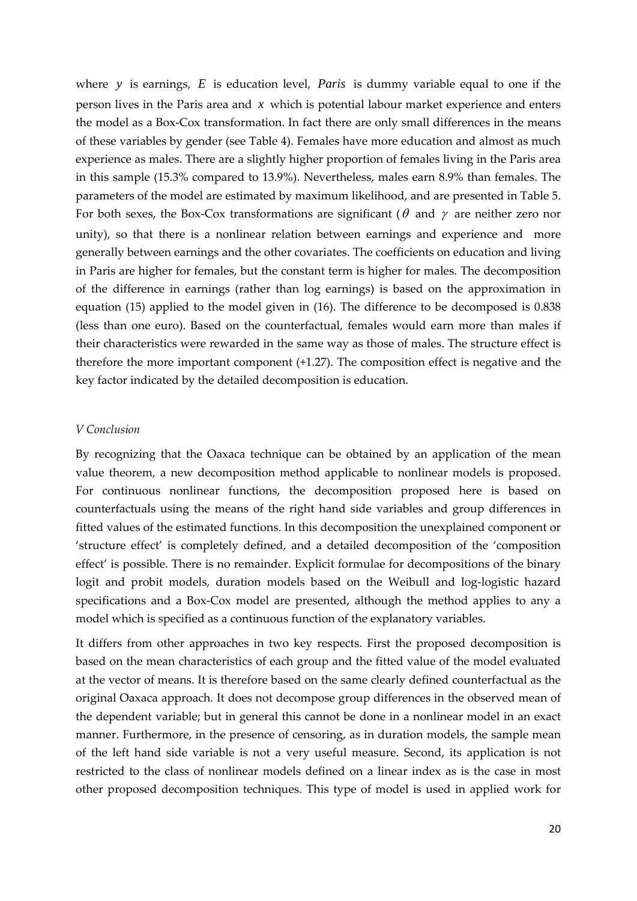where $y$ is earnings, $E$ is education level, $Paris$ is dummy variable equal to one if the person lives in the Paris area and $x$ which is potential labour market experience and enters the model as a Box-Cox transformation. In fact there are only small differences in the means of these variables by gender (see Table 4). Females have more education and almost as much experience as males. There are a slightly higher proportion of females living in the Paris area in this sample (15.3% compared to 13.9%). Nevertheless, males earn 8.9% than females. The parameters of the model are estimated by maximum likelihood, and are presented in Table 5. For both sexes, the Box-Cox transformations are significant ($\theta$ and $\gamma$ are neither zero nor unity), so that there is a nonlinear relation between earnings and experience and more generally between earnings and the other covariates. The coefficients on education and living in Paris are higher for females, but the constant term is higher for males. The decomposition of the difference in earnings (rather than log earnings) is based on the approximation in equation (15) applied to the model given in (16). The difference to be decomposed is 0.838 (less than one euro). Based on the counterfactual, females would earn more than males if their characteristics were rewarded in the same way as those of males. The structure effect is therefore the more important component (+1.27). The composition effect is negative and the key factor indicated by the detailed decomposition is education.

*V Conclusion*

By recognizing that the Oaxaca technique can be obtained by an application of the mean value theorem, a new decomposition method applicable to nonlinear models is proposed. For continuous nonlinear functions, the decomposition proposed here is based on counterfactuals using the means of the right hand side variables and group differences in fitted values of the estimated functions. In this decomposition the unexplained component or 'structure effect' is completely defined, and a detailed decomposition of the 'composition effect' is possible. There is no remainder. Explicit formulae for decompositions of the binary logit and probit models, duration models based on the Weibull and log-logistic hazard specifications and a Box-Cox model are presented, although the method applies to any a model which is specified as a continuous function of the explanatory variables.

It differs from other approaches in two key respects. First the proposed decomposition is based on the mean characteristics of each group and the fitted value of the model evaluated at the vector of means. It is therefore based on the same clearly defined counterfactual as the original Oaxaca approach. It does not decompose group differences in the observed mean of the dependent variable; but in general this cannot be done in a nonlinear model in an exact manner. Furthermore, in the presence of censoring, as in duration models, the sample mean of the left hand side variable is not a very useful measure. Second, its application is not restricted to the class of nonlinear models defined on a linear index as is the case in most other proposed decomposition techniques. This type of model is used in applied work for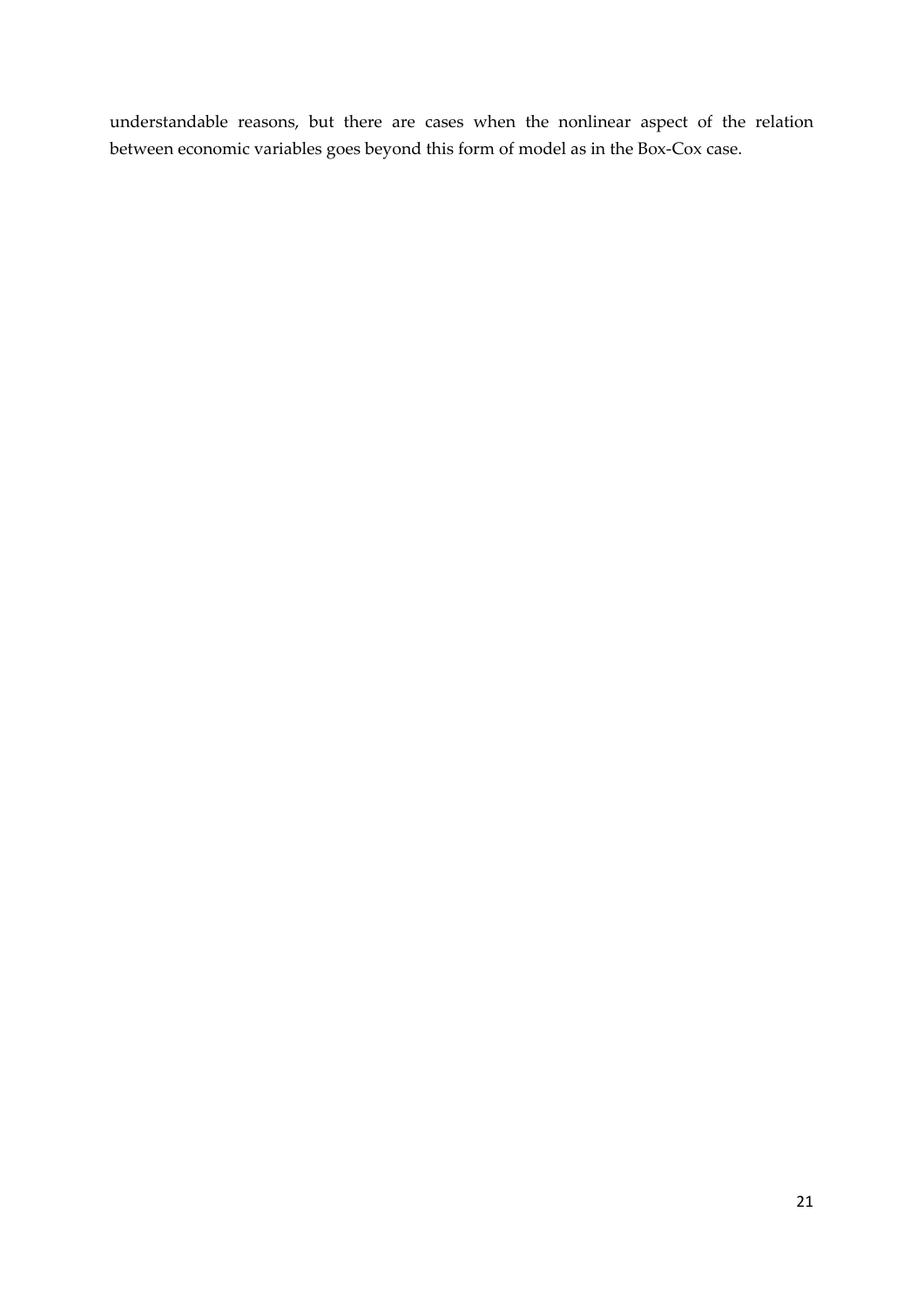understandable reasons, but there are cases when the nonlinear aspect of the relation between economic variables goes beyond this form of model as in the Box-Cox case.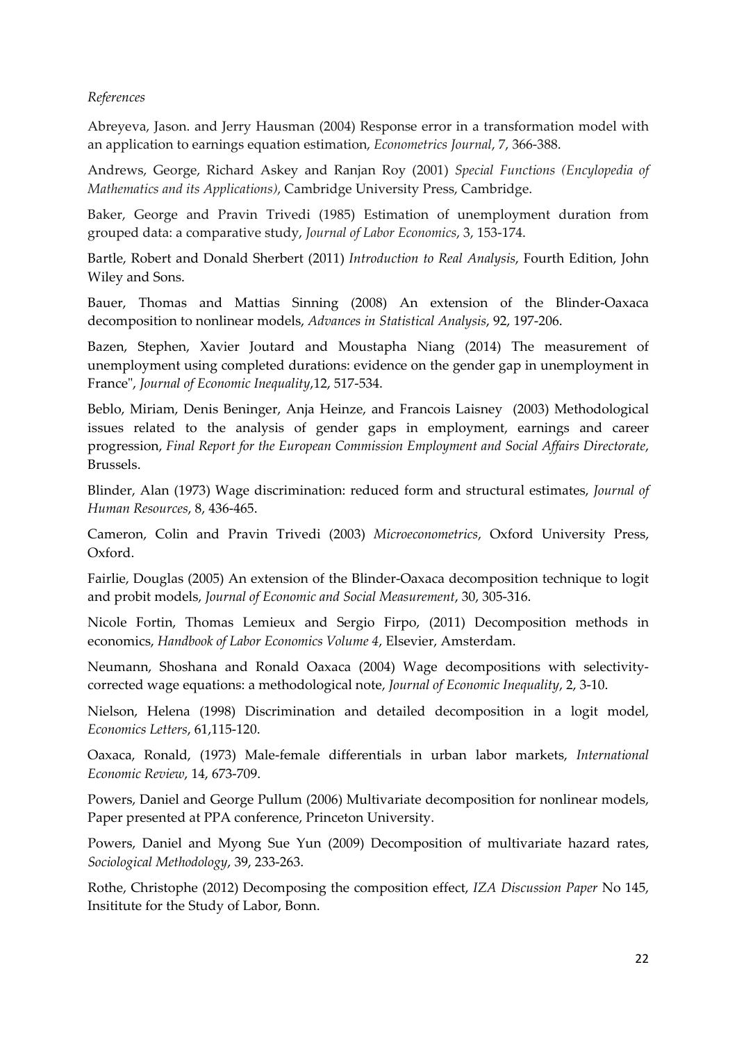*References*

Abreyeva, Jason. and Jerry Hausman (2004) Response error in a transformation model with an application to earnings equation estimation, *Econometrics Journal*, 7, 366-388.

Andrews, George, Richard Askey and Ranjan Roy (2001) *Special Functions (Encylopedia of Mathematics and its Applications)*, Cambridge University Press, Cambridge.

Baker, George and Pravin Trivedi (1985) Estimation of unemployment duration from grouped data: a comparative study, *Journal of Labor Economics*, 3, 153-174.

Bartle, Robert and Donald Sherbert (2011) *Introduction to Real Analysis*, Fourth Edition, John Wiley and Sons.

Bauer, Thomas and Mattias Sinning (2008) An extension of the Blinder-Oaxaca decomposition to nonlinear models, *Advances in Statistical Analysis*, 92, 197-206.

Bazen, Stephen, Xavier Joutard and Moustapha Niang (2014) The measurement of unemployment using completed durations: evidence on the gender gap in unemployment in France", *Journal of Economic Inequality*,12, 517-534.

Beblo, Miriam, Denis Beninger, Anja Heinze, and Francois Laisney (2003) Methodological issues related to the analysis of gender gaps in employment, earnings and career progression, *Final Report for the European Commission Employment and Social Affairs Directorate*, Brussels.

Blinder, Alan (1973) Wage discrimination: reduced form and structural estimates, *Journal of Human Resources*, 8, 436-465.

Cameron, Colin and Pravin Trivedi (2003) *Microeconometrics*, Oxford University Press, Oxford.

Fairlie, Douglas (2005) An extension of the Blinder-Oaxaca decomposition technique to logit and probit models, *Journal of Economic and Social Measurement*, 30, 305-316.

Nicole Fortin, Thomas Lemieux and Sergio Firpo, (2011) Decomposition methods in economics, *Handbook of Labor Economics Volume 4*, Elsevier, Amsterdam.

Neumann, Shoshana and Ronald Oaxaca (2004) Wage decompositions with selectivity-corrected wage equations: a methodological note, *Journal of Economic Inequality*, 2, 3-10.

Nielson, Helena (1998) Discrimination and detailed decomposition in a logit model, *Economics Letters*, 61,115-120.

Oaxaca, Ronald, (1973) Male-female differentials in urban labor markets, *International Economic Review*, 14, 673-709.

Powers, Daniel and George Pullum (2006) Multivariate decomposition for nonlinear models, Paper presented at PPA conference, Princeton University.

Powers, Daniel and Myong Sue Yun (2009) Decomposition of multivariate hazard rates, *Sociological Methodology*, 39, 233-263.

Rothe, Christophe (2012) Decomposing the composition effect, *IZA Discussion Paper* No 145, Insititute for the Study of Labor, Bonn.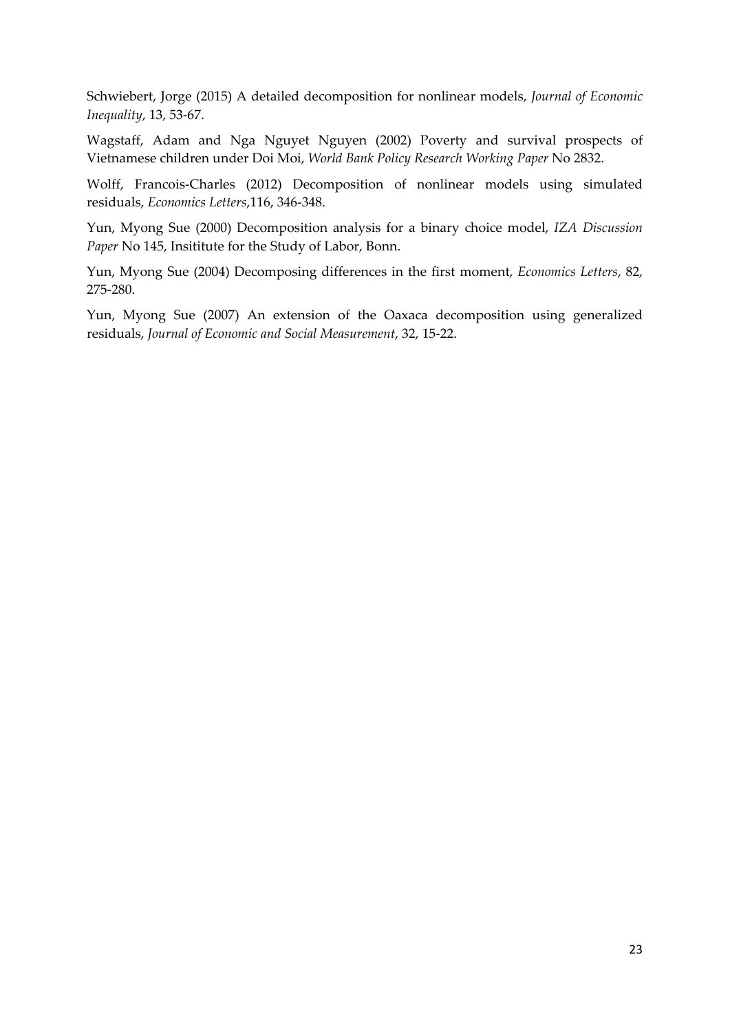Schwiebert, Jorge (2015) A detailed decomposition for nonlinear models, *Journal of Economic Inequality*, 13, 53-67.

Wagstaff, Adam and Nga Nguyet Nguyen (2002) Poverty and survival prospects of Vietnamese children under Doi Moi, *World Bank Policy Research Working Paper* No 2832.

Wolff, Francois-Charles (2012) Decomposition of nonlinear models using simulated residuals, *Economics Letters*,116, 346-348.

Yun, Myong Sue (2000) Decomposition analysis for a binary choice model, *IZA Discussion Paper* No 145, Insititute for the Study of Labor, Bonn.

Yun, Myong Sue (2004) Decomposing differences in the first moment, *Economics Letters*, 82, 275-280.

Yun, Myong Sue (2007) An extension of the Oaxaca decomposition using generalized residuals, *Journal of Economic and Social Measurement*, 32, 15-22.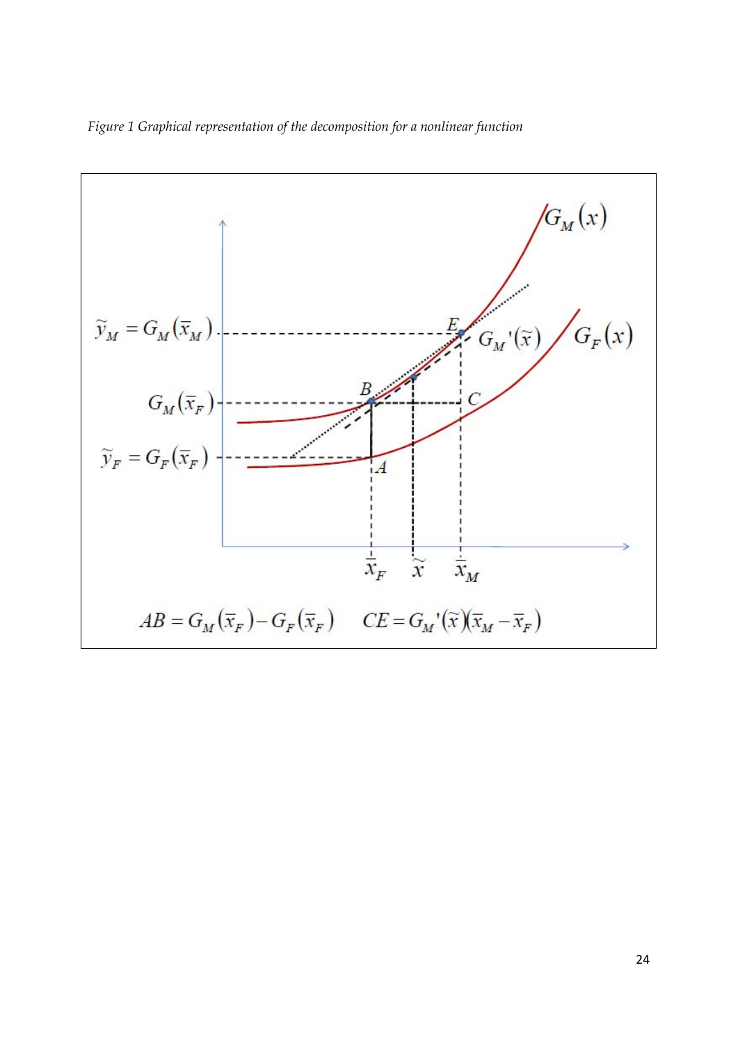*Figure 1 Graphical representation of the decomposition for a nonlinear function*

$$AB = G_M(\bar{x}_F) - G_F(\bar{x}_F) \qquad CE = G_M'(\tilde{x})(\bar{x}_M - \bar{x}_F)$$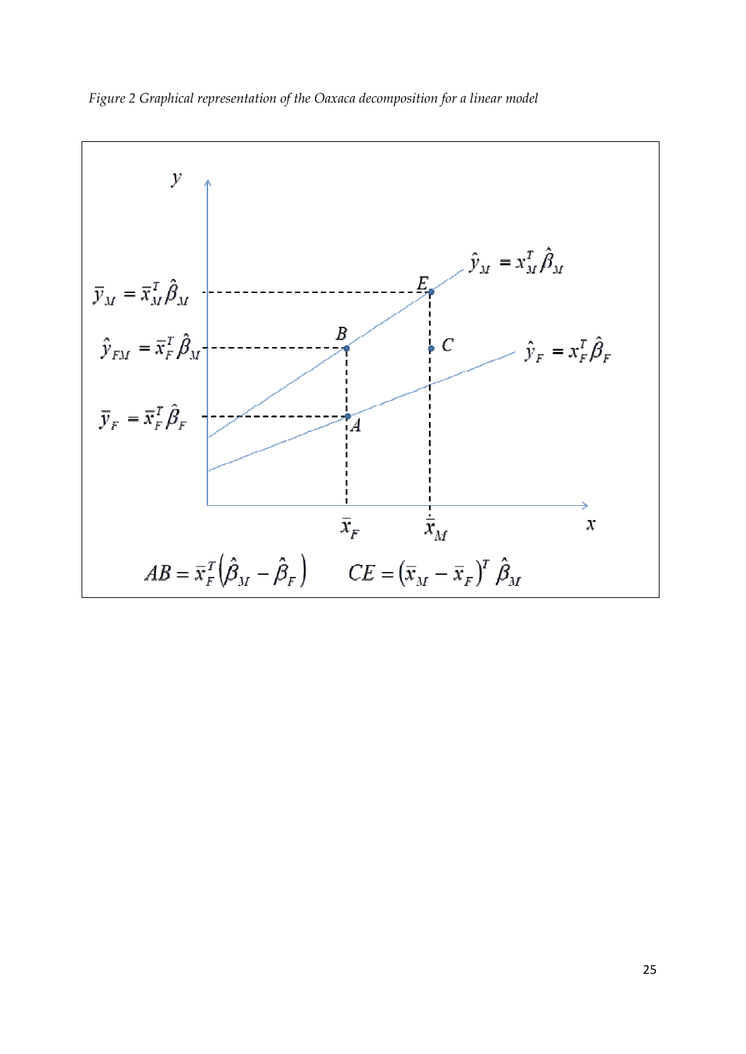*Figure 2 Graphical representation of the Oaxaca decomposition for a linear model*

$$\bar{y}_M = \bar{x}_M^T \hat{\beta}_M$$

$$\hat{y}_{FM} = \bar{x}_F^T \hat{\beta}_M$$

$$\bar{y}_F = \bar{x}_F^T \hat{\beta}_F$$

$$\hat{y}_M = x_M^T \hat{\beta}_M$$

$$\hat{y}_F = x_F^T \hat{\beta}_F$$

$$AB = \bar{x}_F^T \left( \hat{\beta}_M - \hat{\beta}_F \right) \qquad CE = \left( \bar{x}_M - \bar{x}_F \right)^T \hat{\beta}_M$$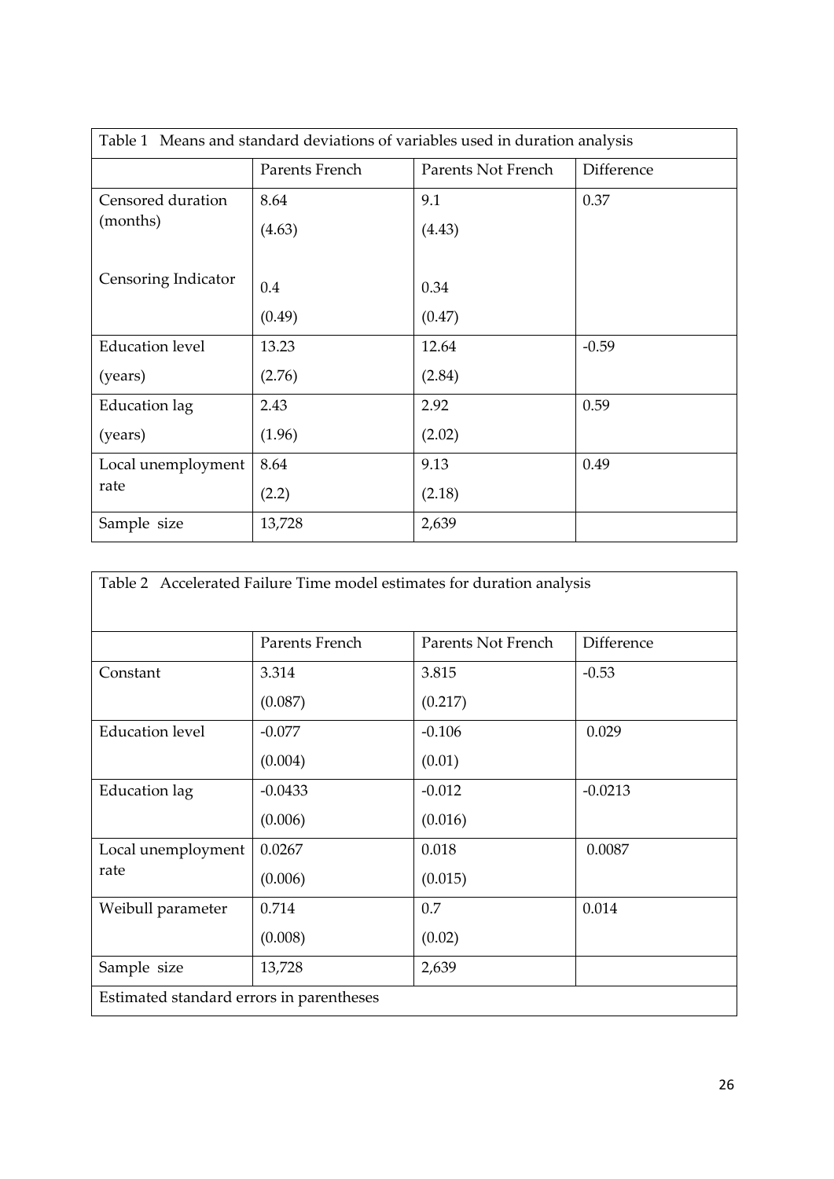| Table 1 Means and standard deviations of variables used in duration analysis | | | |
|---|---|---|---|
| | Parents French | Parents Not French | Difference |
| Censored duration (months) | 8.64<br>(4.63) | 9.1<br>(4.43) | 0.37 |
| Censoring Indicator | 0.4<br>(0.49) | 0.34<br>(0.47) | |
| Education level (years) | 13.23<br>(2.76) | 12.64<br>(2.84) | -0.59 |
| Education lag (years) | 2.43<br>(1.96) | 2.92<br>(2.02) | 0.59 |
| Local unemployment rate | 8.64<br>(2.2) | 9.13<br>(2.18) | 0.49 |
| Sample size | 13,728 | 2,639 | |

| Table 2 Accelerated Failure Time model estimates for duration analysis | | | |
|---|---|---|---|
| | Parents French | Parents Not French | Difference |
| Constant | 3.314<br>(0.087) | 3.815<br>(0.217) | -0.53 |
| Education level | -0.077<br>(0.004) | -0.106<br>(0.01) | 0.029 |
| Education lag | -0.0433<br>(0.006) | -0.012<br>(0.016) | -0.0213 |
| Local unemployment rate | 0.0267<br>(0.006) | 0.018<br>(0.015) | 0.0087 |
| Weibull parameter | 0.714<br>(0.008) | 0.7<br>(0.02) | 0.014 |
| Sample size | 13,728 | 2,639 | |
| Estimated standard errors in parentheses | | | |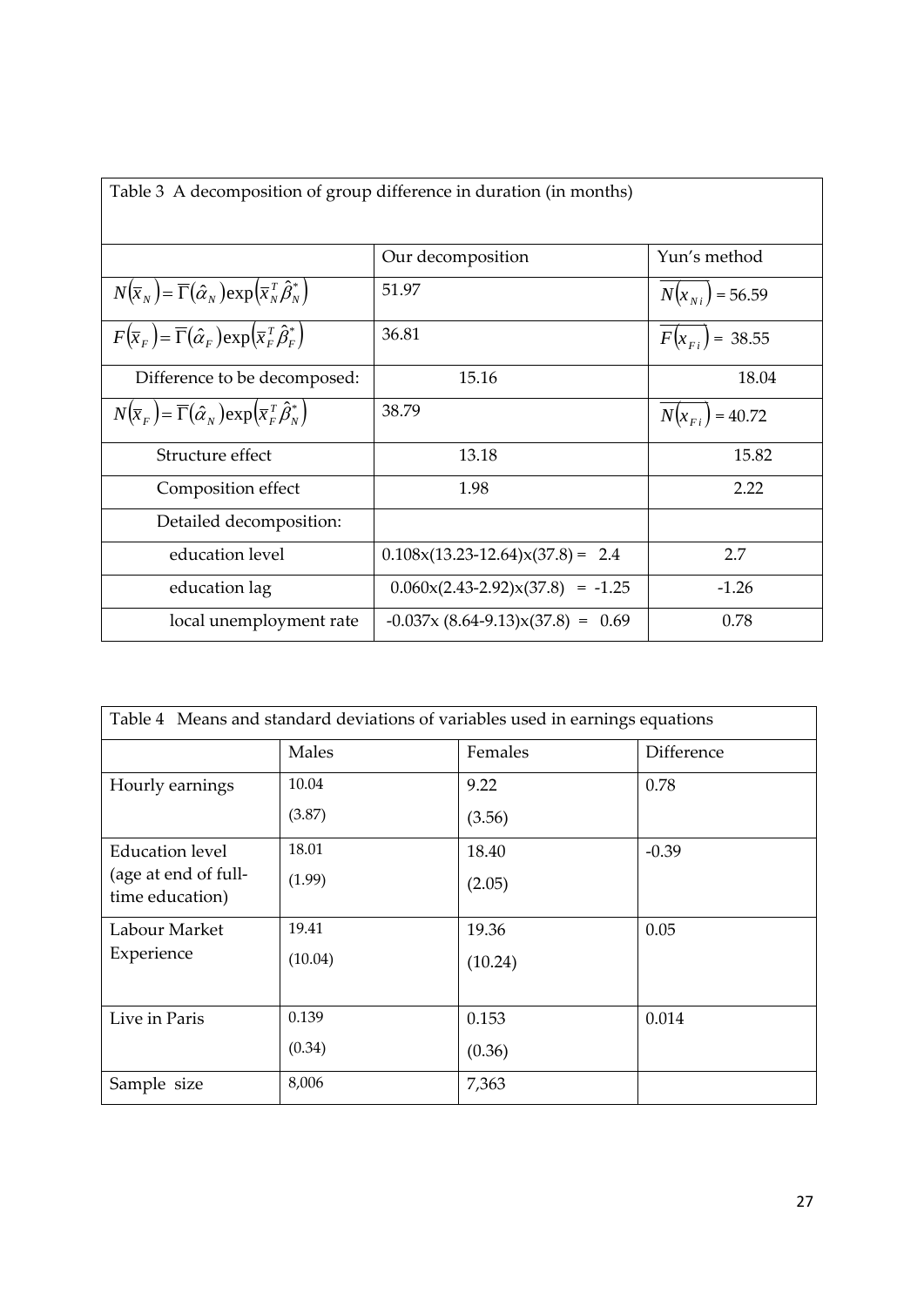Table 3 A decomposition of group difference in duration (in months)

| | Our decomposition | Yun's method |
|---|---|---|
| $N(\bar{x}_N)=\bar{\Gamma}(\hat{\alpha}_N)\exp(\bar{x}_N^T\hat{\beta}_N^*)$ | 51.97 | $\overline{N(x_{Ni})}=56.59$ |
| $F(\bar{x}_F)=\bar{\Gamma}(\hat{\alpha}_F)\exp(\bar{x}_F^T\hat{\beta}_F^*)$ | 36.81 | $\overline{F(x_{Fi})}=38.55$ |
| Difference to be decomposed: | 15.16 | 18.04 |
| $N(\bar{x}_F)=\bar{\Gamma}(\hat{\alpha}_N)\exp(\bar{x}_F^T\hat{\beta}_N^*)$ | 38.79 | $\overline{N(x_{Fi})}=40.72$ |
| Structure effect | 13.18 | 15.82 |
| Composition effect | 1.98 | 2.22 |
| Detailed decomposition: | | |
| education level | 0.108x(13.23-12.64)x(37.8) = 2.4 | 2.7 |
| education lag | 0.060x(2.43-2.92)x(37.8) = -1.25 | -1.26 |
| local unemployment rate | -0.037x (8.64-9.13)x(37.8) = 0.69 | 0.78 |

Table 4 Means and standard deviations of variables used in earnings equations

| | Males | Females | Difference |
|---|---|---|---|
| Hourly earnings | 10.04<br>(3.87) | 9.22<br>(3.56) | 0.78 |
| Education level (age at end of full-time education) | 18.01<br>(1.99) | 18.40<br>(2.05) | -0.39 |
| Labour Market Experience | 19.41<br>(10.04) | 19.36<br>(10.24) | 0.05 |
| Live in Paris | 0.139<br>(0.34) | 0.153<br>(0.36) | 0.014 |
| Sample size | 8,006 | 7,363 | |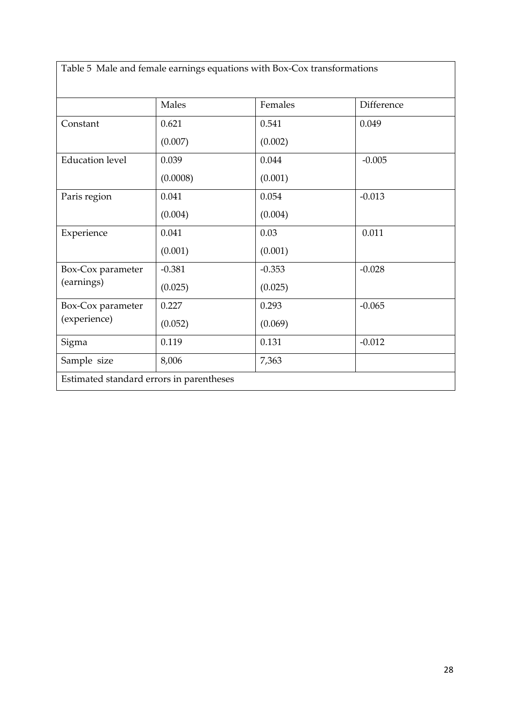Table 5 Male and female earnings equations with Box-Cox transformations

| | Males | Females | Difference |
|---|---|---|---|
| Constant | 0.621 | 0.541 | 0.049 |
| | (0.007) | (0.002) | |
| Education level | 0.039 | 0.044 | -0.005 |
| | (0.0008) | (0.001) | |
| Paris region | 0.041 | 0.054 | -0.013 |
| | (0.004) | (0.004) | |
| Experience | 0.041 | 0.03 | 0.011 |
| | (0.001) | (0.001) | |
| Box-Cox parameter (earnings) | -0.381 | -0.353 | -0.028 |
| | (0.025) | (0.025) | |
| Box-Cox parameter (experience) | 0.227 | 0.293 | -0.065 |
| | (0.052) | (0.069) | |
| Sigma | 0.119 | 0.131 | -0.012 |
| Sample size | 8,006 | 7,363 | |

Estimated standard errors in parentheses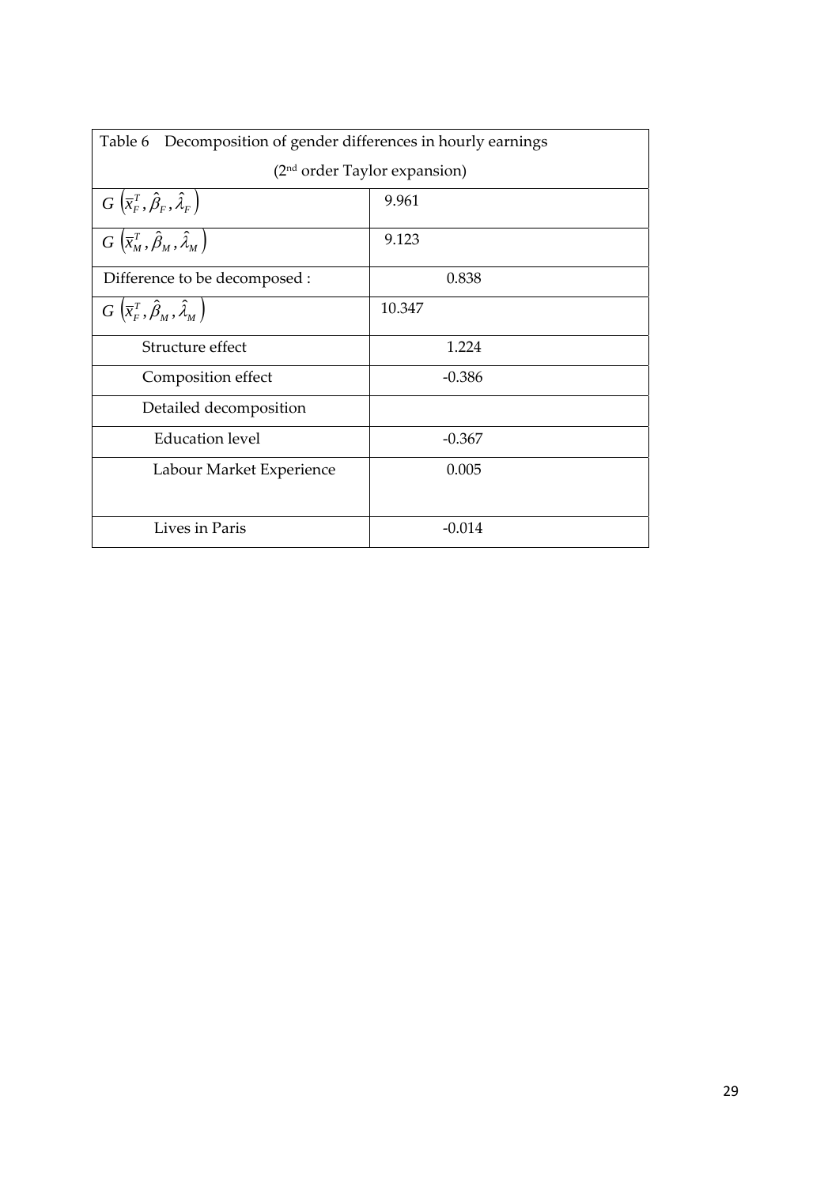| Table 6 Decomposition of gender differences in hourly earnings (2nd order Taylor expansion) | |
|---|---|
| $G\left(\overline{x}_F^T, \hat{\beta}_F, \hat{\lambda}_F\right)$ | 9.961 |
| $G\left(\overline{x}_M^T, \hat{\beta}_M, \hat{\lambda}_M\right)$ | 9.123 |
| Difference to be decomposed : | 0.838 |
| $G\left(\overline{x}_F^T, \hat{\beta}_M, \hat{\lambda}_M\right)$ | 10.347 |
| Structure effect | 1.224 |
| Composition effect | -0.386 |
| Detailed decomposition | |
| Education level | -0.367 |
| Labour Market Experience | 0.005 |
| Lives in Paris | -0.014 |